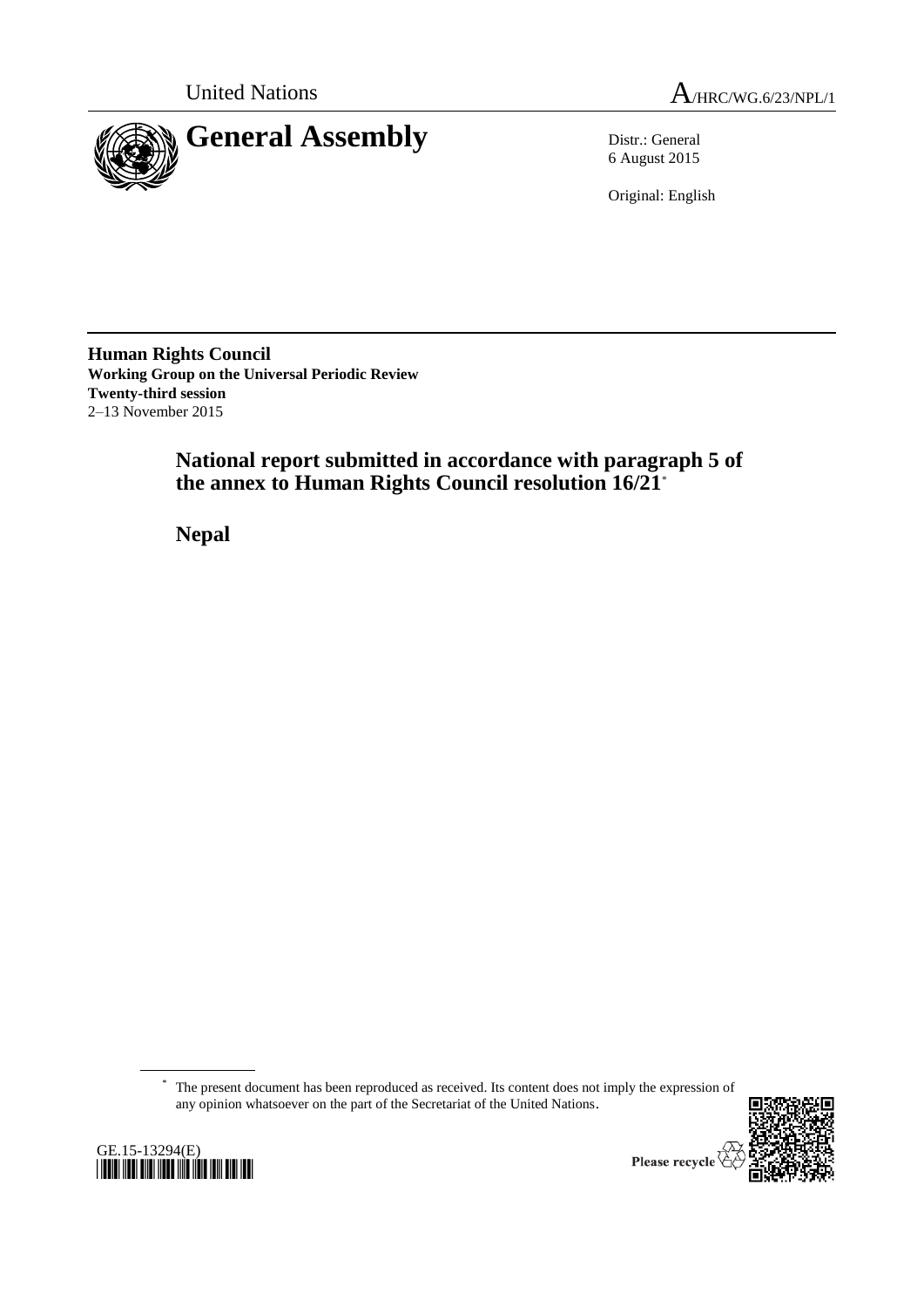United Nations

A/HRC/WG.6/23/NPL/1

# General Assembly

Distr.: General
6 August 2015

Original: English

**Human Rights Council**
**Working Group on the Universal Periodic Review**
**Twenty-third session**
2–13 November 2015

## National report submitted in accordance with paragraph 5 of the annex to Human Rights Council resolution 16/21*

## Nepal

* The present document has been reproduced as received. Its content does not imply the expression of any opinion whatsoever on the part of the Secretariat of the United Nations.

GE.15-13294(E)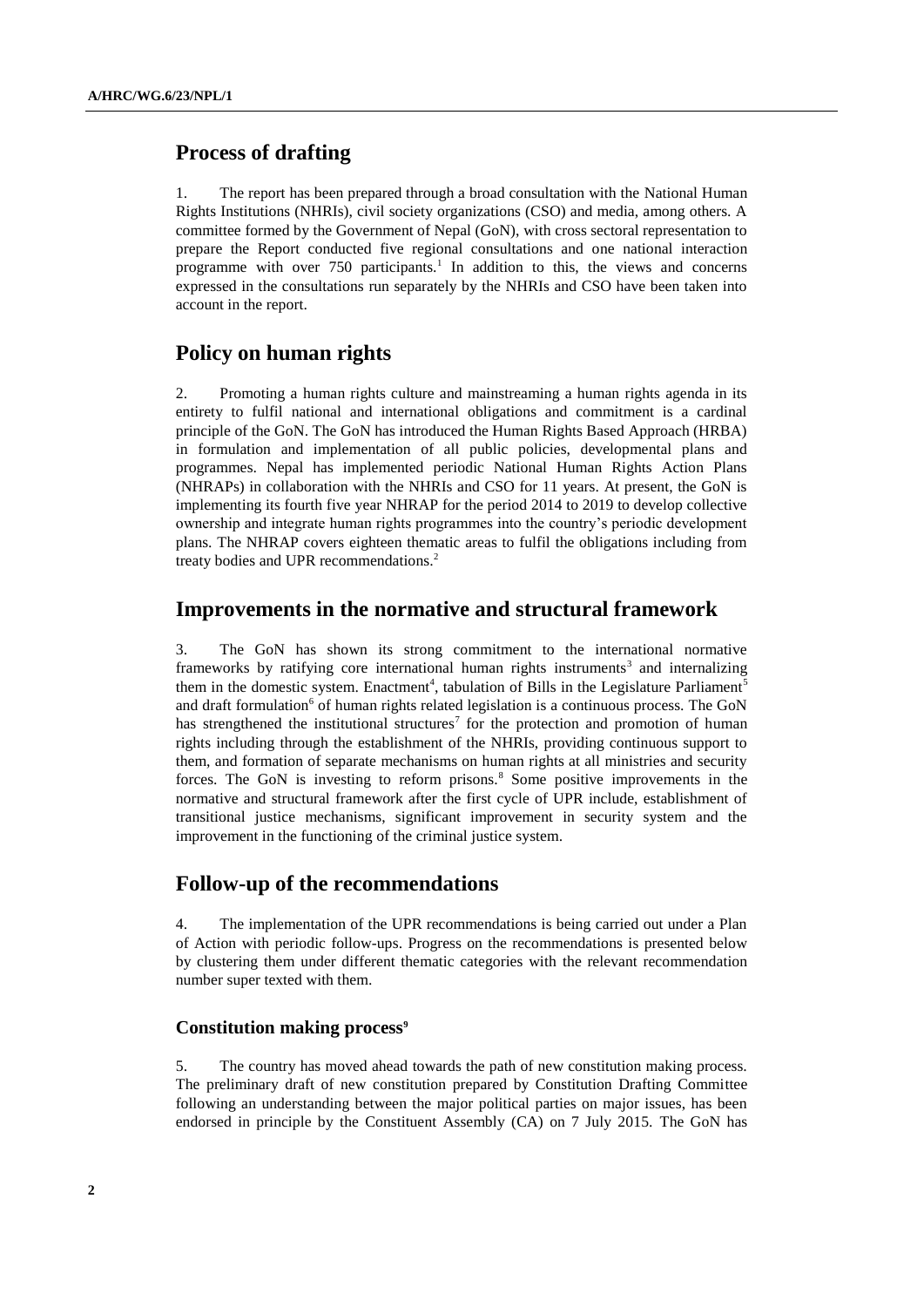## Process of drafting

1. The report has been prepared through a broad consultation with the National Human Rights Institutions (NHRIs), civil society organizations (CSO) and media, among others. A committee formed by the Government of Nepal (GoN), with cross sectoral representation to prepare the Report conducted five regional consultations and one national interaction programme with over 750 participants.[1] In addition to this, the views and concerns expressed in the consultations run separately by the NHRIs and CSO have been taken into account in the report.

## Policy on human rights

2. Promoting a human rights culture and mainstreaming a human rights agenda in its entirety to fulfil national and international obligations and commitment is a cardinal principle of the GoN. The GoN has introduced the Human Rights Based Approach (HRBA) in formulation and implementation of all public policies, developmental plans and programmes. Nepal has implemented periodic National Human Rights Action Plans (NHRAPs) in collaboration with the NHRIs and CSO for 11 years. At present, the GoN is implementing its fourth five year NHRAP for the period 2014 to 2019 to develop collective ownership and integrate human rights programmes into the country's periodic development plans. The NHRAP covers eighteen thematic areas to fulfil the obligations including from treaty bodies and UPR recommendations.[2]

## Improvements in the normative and structural framework

3. The GoN has shown its strong commitment to the international normative frameworks by ratifying core international human rights instruments[3] and internalizing them in the domestic system. Enactment[4], tabulation of Bills in the Legislature Parliament[5] and draft formulation[6] of human rights related legislation is a continuous process. The GoN has strengthened the institutional structures[7] for the protection and promotion of human rights including through the establishment of the NHRIs, providing continuous support to them, and formation of separate mechanisms on human rights at all ministries and security forces. The GoN is investing to reform prisons.[8] Some positive improvements in the normative and structural framework after the first cycle of UPR include, establishment of transitional justice mechanisms, significant improvement in security system and the improvement in the functioning of the criminal justice system.

## Follow-up of the recommendations

4. The implementation of the UPR recommendations is being carried out under a Plan of Action with periodic follow-ups. Progress on the recommendations is presented below by clustering them under different thematic categories with the relevant recommendation number super texted with them.

### Constitution making process[9]

5. The country has moved ahead towards the path of new constitution making process. The preliminary draft of new constitution prepared by Constitution Drafting Committee following an understanding between the major political parties on major issues, has been endorsed in principle by the Constituent Assembly (CA) on 7 July 2015. The GoN has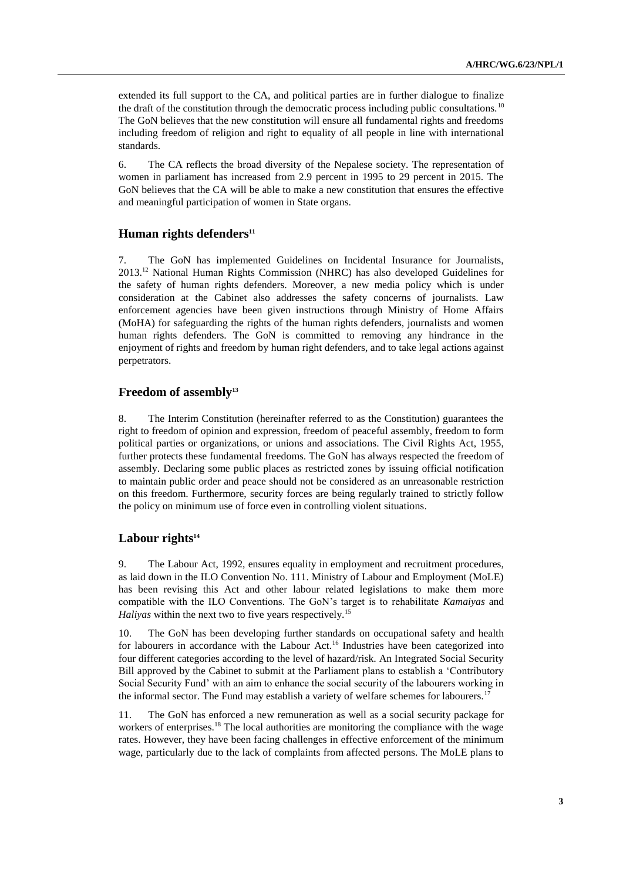extended its full support to the CA, and political parties are in further dialogue to finalize the draft of the constitution through the democratic process including public consultations.[10] The GoN believes that the new constitution will ensure all fundamental rights and freedoms including freedom of religion and right to equality of all people in line with international standards.

6. The CA reflects the broad diversity of the Nepalese society. The representation of women in parliament has increased from 2.9 percent in 1995 to 29 percent in 2015. The GoN believes that the CA will be able to make a new constitution that ensures the effective and meaningful participation of women in State organs.

## Human rights defenders[11]

7. The GoN has implemented Guidelines on Incidental Insurance for Journalists, 2013.[12] National Human Rights Commission (NHRC) has also developed Guidelines for the safety of human rights defenders. Moreover, a new media policy which is under consideration at the Cabinet also addresses the safety concerns of journalists. Law enforcement agencies have been given instructions through Ministry of Home Affairs (MoHA) for safeguarding the rights of the human rights defenders, journalists and women human rights defenders. The GoN is committed to removing any hindrance in the enjoyment of rights and freedom by human right defenders, and to take legal actions against perpetrators.

## Freedom of assembly[13]

8. The Interim Constitution (hereinafter referred to as the Constitution) guarantees the right to freedom of opinion and expression, freedom of peaceful assembly, freedom to form political parties or organizations, or unions and associations. The Civil Rights Act, 1955, further protects these fundamental freedoms. The GoN has always respected the freedom of assembly. Declaring some public places as restricted zones by issuing official notification to maintain public order and peace should not be considered as an unreasonable restriction on this freedom. Furthermore, security forces are being regularly trained to strictly follow the policy on minimum use of force even in controlling violent situations.

## Labour rights[14]

9. The Labour Act, 1992, ensures equality in employment and recruitment procedures, as laid down in the ILO Convention No. 111. Ministry of Labour and Employment (MoLE) has been revising this Act and other labour related legislations to make them more compatible with the ILO Conventions. The GoN's target is to rehabilitate *Kamaiyas* and *Haliyas* within the next two to five years respectively.[15]

10. The GoN has been developing further standards on occupational safety and health for labourers in accordance with the Labour Act.[16] Industries have been categorized into four different categories according to the level of hazard/risk. An Integrated Social Security Bill approved by the Cabinet to submit at the Parliament plans to establish a 'Contributory Social Security Fund' with an aim to enhance the social security of the labourers working in the informal sector. The Fund may establish a variety of welfare schemes for labourers.[17]

11. The GoN has enforced a new remuneration as well as a social security package for workers of enterprises.[18] The local authorities are monitoring the compliance with the wage rates. However, they have been facing challenges in effective enforcement of the minimum wage, particularly due to the lack of complaints from affected persons. The MoLE plans to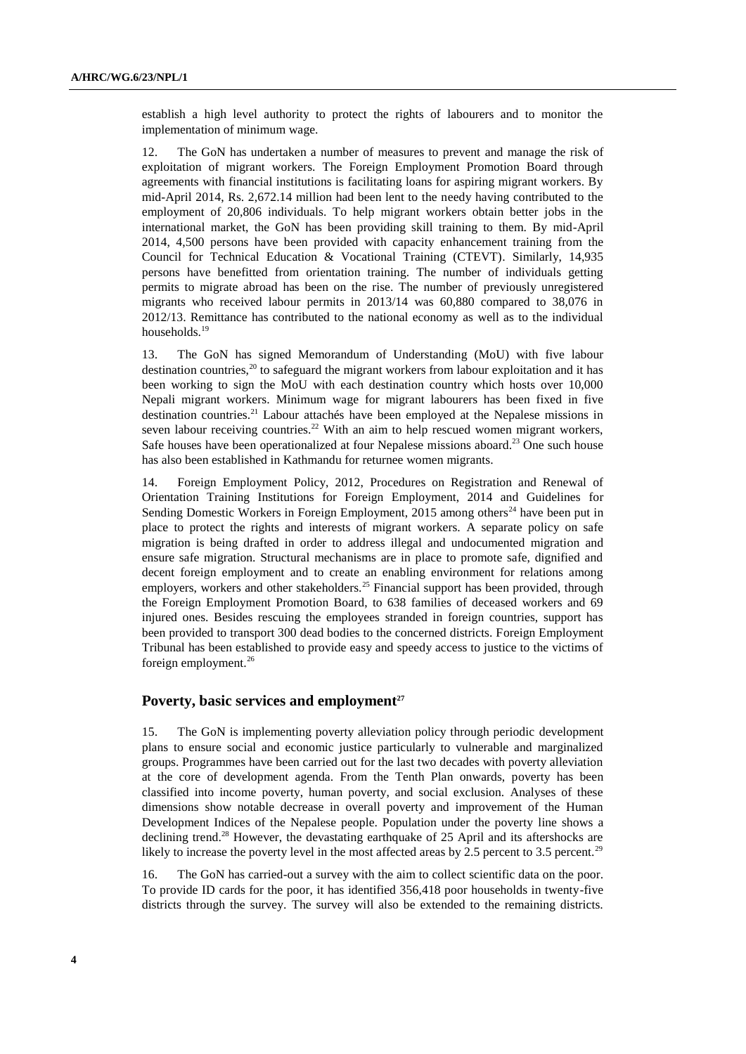establish a high level authority to protect the rights of labourers and to monitor the implementation of minimum wage.

12. The GoN has undertaken a number of measures to prevent and manage the risk of exploitation of migrant workers. The Foreign Employment Promotion Board through agreements with financial institutions is facilitating loans for aspiring migrant workers. By mid-April 2014, Rs. 2,672.14 million had been lent to the needy having contributed to the employment of 20,806 individuals. To help migrant workers obtain better jobs in the international market, the GoN has been providing skill training to them. By mid-April 2014, 4,500 persons have been provided with capacity enhancement training from the Council for Technical Education & Vocational Training (CTEVT). Similarly, 14,935 persons have benefitted from orientation training. The number of individuals getting permits to migrate abroad has been on the rise. The number of previously unregistered migrants who received labour permits in 2013/14 was 60,880 compared to 38,076 in 2012/13. Remittance has contributed to the national economy as well as to the individual households.[19]

13. The GoN has signed Memorandum of Understanding (MoU) with five labour destination countries,[20] to safeguard the migrant workers from labour exploitation and it has been working to sign the MoU with each destination country which hosts over 10,000 Nepali migrant workers. Minimum wage for migrant labourers has been fixed in five destination countries.[21] Labour attachés have been employed at the Nepalese missions in seven labour receiving countries.[22] With an aim to help rescued women migrant workers, Safe houses have been operationalized at four Nepalese missions aboard.[23] One such house has also been established in Kathmandu for returnee women migrants.

14. Foreign Employment Policy, 2012, Procedures on Registration and Renewal of Orientation Training Institutions for Foreign Employment, 2014 and Guidelines for Sending Domestic Workers in Foreign Employment, 2015 among others[24] have been put in place to protect the rights and interests of migrant workers. A separate policy on safe migration is being drafted in order to address illegal and undocumented migration and ensure safe migration. Structural mechanisms are in place to promote safe, dignified and decent foreign employment and to create an enabling environment for relations among employers, workers and other stakeholders.[25] Financial support has been provided, through the Foreign Employment Promotion Board, to 638 families of deceased workers and 69 injured ones. Besides rescuing the employees stranded in foreign countries, support has been provided to transport 300 dead bodies to the concerned districts. Foreign Employment Tribunal has been established to provide easy and speedy access to justice to the victims of foreign employment.[26]

### Poverty, basic services and employment[27]

15. The GoN is implementing poverty alleviation policy through periodic development plans to ensure social and economic justice particularly to vulnerable and marginalized groups. Programmes have been carried out for the last two decades with poverty alleviation at the core of development agenda. From the Tenth Plan onwards, poverty has been classified into income poverty, human poverty, and social exclusion. Analyses of these dimensions show notable decrease in overall poverty and improvement of the Human Development Indices of the Nepalese people. Population under the poverty line shows a declining trend.[28] However, the devastating earthquake of 25 April and its aftershocks are likely to increase the poverty level in the most affected areas by 2.5 percent to 3.5 percent.[29]

16. The GoN has carried-out a survey with the aim to collect scientific data on the poor. To provide ID cards for the poor, it has identified 356,418 poor households in twenty-five districts through the survey. The survey will also be extended to the remaining districts.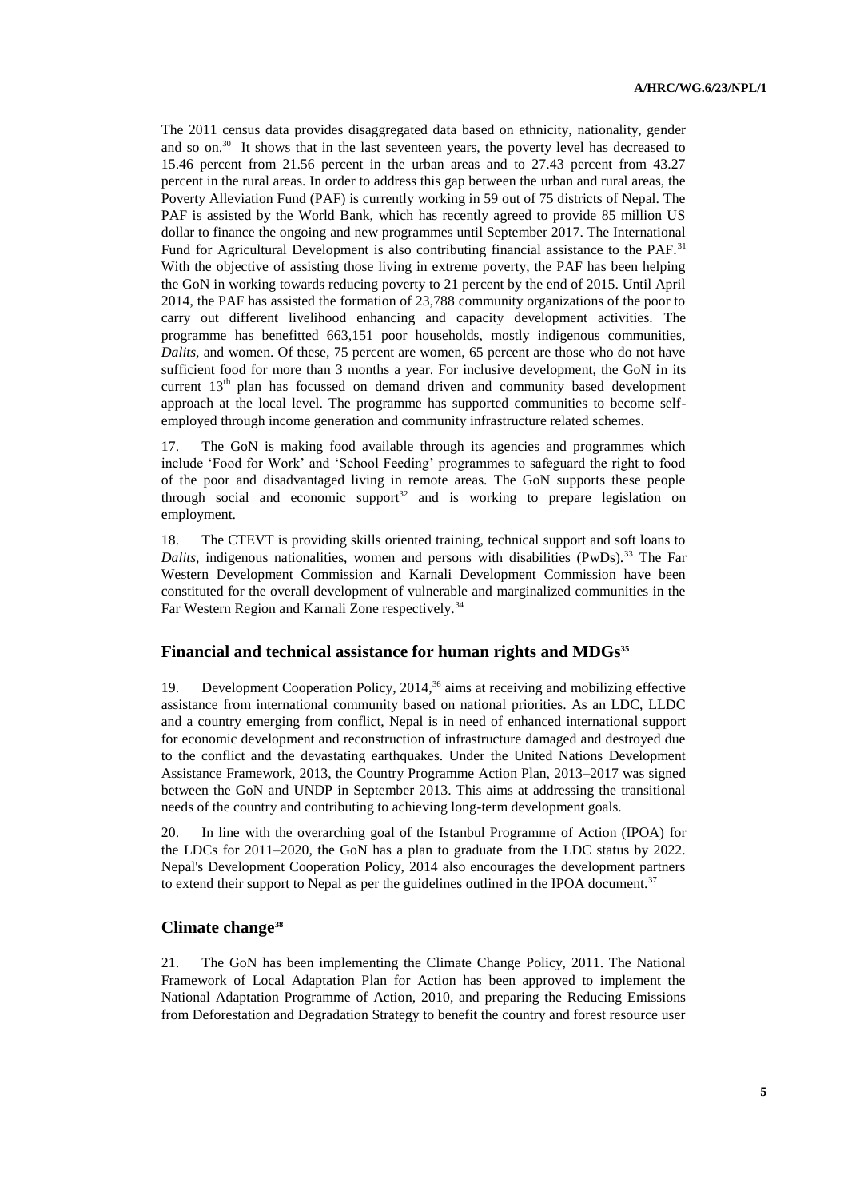The 2011 census data provides disaggregated data based on ethnicity, nationality, gender and so on.[30] It shows that in the last seventeen years, the poverty level has decreased to 15.46 percent from 21.56 percent in the urban areas and to 27.43 percent from 43.27 percent in the rural areas. In order to address this gap between the urban and rural areas, the Poverty Alleviation Fund (PAF) is currently working in 59 out of 75 districts of Nepal. The PAF is assisted by the World Bank, which has recently agreed to provide 85 million US dollar to finance the ongoing and new programmes until September 2017. The International Fund for Agricultural Development is also contributing financial assistance to the PAF.[31] With the objective of assisting those living in extreme poverty, the PAF has been helping the GoN in working towards reducing poverty to 21 percent by the end of 2015. Until April 2014, the PAF has assisted the formation of 23,788 community organizations of the poor to carry out different livelihood enhancing and capacity development activities. The programme has benefitted 663,151 poor households, mostly indigenous communities, *Dalits*, and women. Of these, 75 percent are women, 65 percent are those who do not have sufficient food for more than 3 months a year. For inclusive development, the GoN in its current 13th plan has focussed on demand driven and community based development approach at the local level. The programme has supported communities to become self-employed through income generation and community infrastructure related schemes.

17. The GoN is making food available through its agencies and programmes which include 'Food for Work' and 'School Feeding' programmes to safeguard the right to food of the poor and disadvantaged living in remote areas. The GoN supports these people through social and economic support[32] and is working to prepare legislation on employment.

18. The CTEVT is providing skills oriented training, technical support and soft loans to *Dalits*, indigenous nationalities, women and persons with disabilities (PwDs).[33] The Far Western Development Commission and Karnali Development Commission have been constituted for the overall development of vulnerable and marginalized communities in the Far Western Region and Karnali Zone respectively.[34]

## Financial and technical assistance for human rights and MDGs[35]

19. Development Cooperation Policy, 2014,[36] aims at receiving and mobilizing effective assistance from international community based on national priorities. As an LDC, LLDC and a country emerging from conflict, Nepal is in need of enhanced international support for economic development and reconstruction of infrastructure damaged and destroyed due to the conflict and the devastating earthquakes. Under the United Nations Development Assistance Framework, 2013, the Country Programme Action Plan, 2013–2017 was signed between the GoN and UNDP in September 2013. This aims at addressing the transitional needs of the country and contributing to achieving long-term development goals.

20. In line with the overarching goal of the Istanbul Programme of Action (IPOA) for the LDCs for 2011–2020, the GoN has a plan to graduate from the LDC status by 2022. Nepal's Development Cooperation Policy, 2014 also encourages the development partners to extend their support to Nepal as per the guidelines outlined in the IPOA document.[37]

## Climate change[38]

21. The GoN has been implementing the Climate Change Policy, 2011. The National Framework of Local Adaptation Plan for Action has been approved to implement the National Adaptation Programme of Action, 2010, and preparing the Reducing Emissions from Deforestation and Degradation Strategy to benefit the country and forest resource user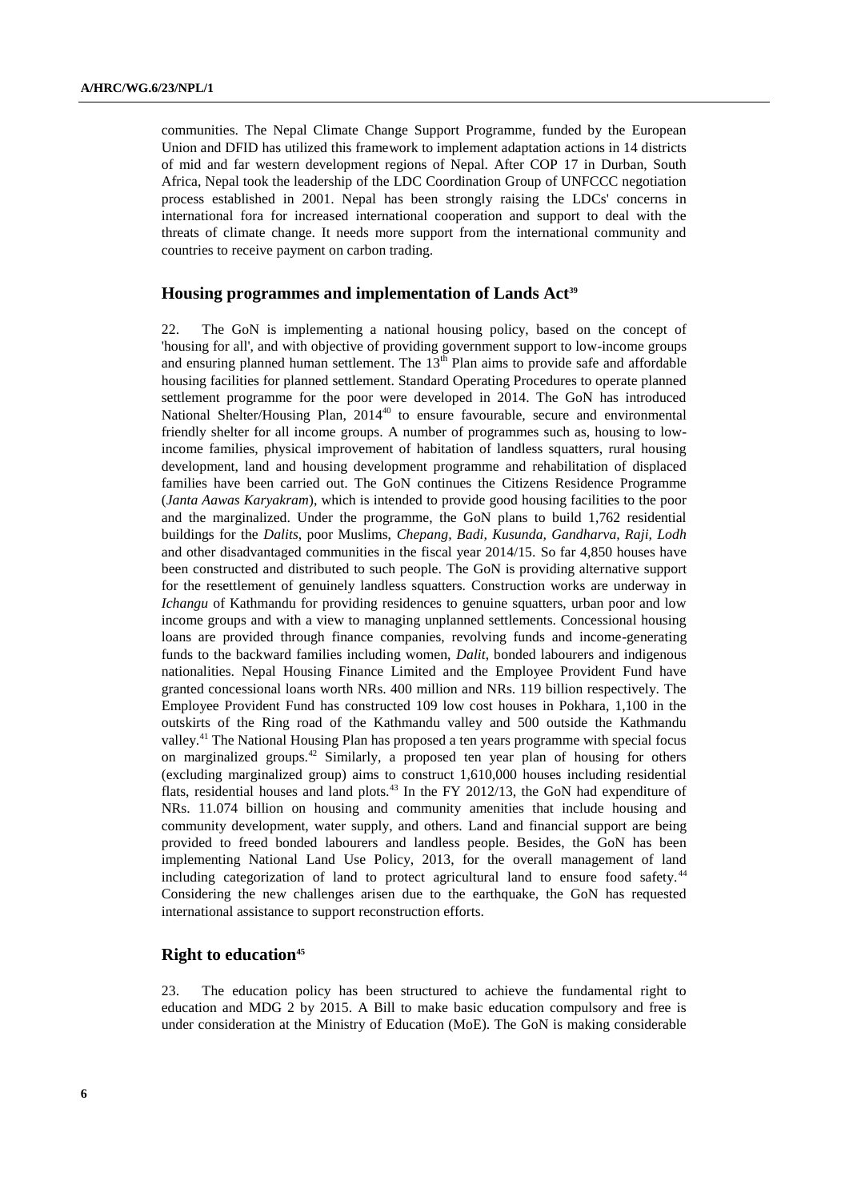communities. The Nepal Climate Change Support Programme, funded by the European Union and DFID has utilized this framework to implement adaptation actions in 14 districts of mid and far western development regions of Nepal. After COP 17 in Durban, South Africa, Nepal took the leadership of the LDC Coordination Group of UNFCCC negotiation process established in 2001. Nepal has been strongly raising the LDCs' concerns in international fora for increased international cooperation and support to deal with the threats of climate change. It needs more support from the international community and countries to receive payment on carbon trading.

## Housing programmes and implementation of Lands Act[39]

22. The GoN is implementing a national housing policy, based on the concept of 'housing for all', and with objective of providing government support to low-income groups and ensuring planned human settlement. The 13th Plan aims to provide safe and affordable housing facilities for planned settlement. Standard Operating Procedures to operate planned settlement programme for the poor were developed in 2014. The GoN has introduced National Shelter/Housing Plan, 2014[40] to ensure favourable, secure and environmental friendly shelter for all income groups. A number of programmes such as, housing to low-income families, physical improvement of habitation of landless squatters, rural housing development, land and housing development programme and rehabilitation of displaced families have been carried out. The GoN continues the Citizens Residence Programme (*Janta Aawas Karyakram*), which is intended to provide good housing facilities to the poor and the marginalized. Under the programme, the GoN plans to build 1,762 residential buildings for the *Dalits*, poor Muslims, *Chepang, Badi, Kusunda, Gandharva, Raji, Lodh* and other disadvantaged communities in the fiscal year 2014/15. So far 4,850 houses have been constructed and distributed to such people. The GoN is providing alternative support for the resettlement of genuinely landless squatters. Construction works are underway in *Ichangu* of Kathmandu for providing residences to genuine squatters, urban poor and low income groups and with a view to managing unplanned settlements. Concessional housing loans are provided through finance companies, revolving funds and income-generating funds to the backward families including women, *Dalit*, bonded labourers and indigenous nationalities. Nepal Housing Finance Limited and the Employee Provident Fund have granted concessional loans worth NRs. 400 million and NRs. 119 billion respectively. The Employee Provident Fund has constructed 109 low cost houses in Pokhara, 1,100 in the outskirts of the Ring road of the Kathmandu valley and 500 outside the Kathmandu valley.[41] The National Housing Plan has proposed a ten years programme with special focus on marginalized groups.[42] Similarly, a proposed ten year plan of housing for others (excluding marginalized group) aims to construct 1,610,000 houses including residential flats, residential houses and land plots.[43] In the FY 2012/13, the GoN had expenditure of NRs. 11.074 billion on housing and community amenities that include housing and community development, water supply, and others. Land and financial support are being provided to freed bonded labourers and landless people. Besides, the GoN has been implementing National Land Use Policy, 2013, for the overall management of land including categorization of land to protect agricultural land to ensure food safety.[44] Considering the new challenges arisen due to the earthquake, the GoN has requested international assistance to support reconstruction efforts.

## Right to education[45]

23. The education policy has been structured to achieve the fundamental right to education and MDG 2 by 2015. A Bill to make basic education compulsory and free is under consideration at the Ministry of Education (MoE). The GoN is making considerable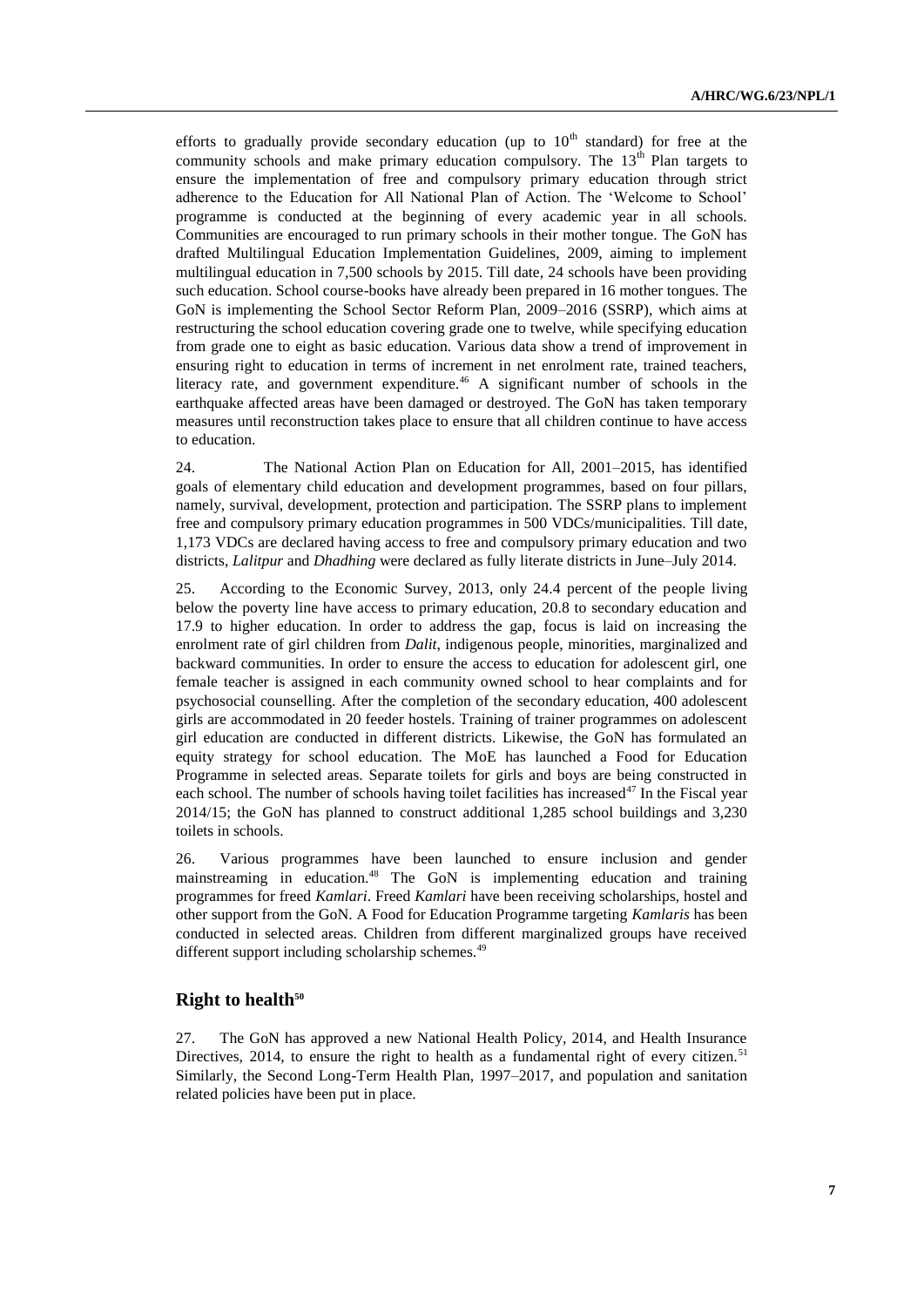efforts to gradually provide secondary education (up to $10^{th}$ standard) for free at the community schools and make primary education compulsory. The $13^{th}$ Plan targets to ensure the implementation of free and compulsory primary education through strict adherence to the Education for All National Plan of Action. The 'Welcome to School' programme is conducted at the beginning of every academic year in all schools. Communities are encouraged to run primary schools in their mother tongue. The GoN has drafted Multilingual Education Implementation Guidelines, 2009, aiming to implement multilingual education in 7,500 schools by 2015. Till date, 24 schools have been providing such education. School course-books have already been prepared in 16 mother tongues. The GoN is implementing the School Sector Reform Plan, 2009–2016 (SSRP), which aims at restructuring the school education covering grade one to twelve, while specifying education from grade one to eight as basic education. Various data show a trend of improvement in ensuring right to education in terms of increment in net enrolment rate, trained teachers, literacy rate, and government expenditure.[46] A significant number of schools in the earthquake affected areas have been damaged or destroyed. The GoN has taken temporary measures until reconstruction takes place to ensure that all children continue to have access to education.

24. The National Action Plan on Education for All, 2001–2015, has identified goals of elementary child education and development programmes, based on four pillars, namely, survival, development, protection and participation. The SSRP plans to implement free and compulsory primary education programmes in 500 VDCs/municipalities. Till date, 1,173 VDCs are declared having access to free and compulsory primary education and two districts, *Lalitpur* and *Dhadhing* were declared as fully literate districts in June–July 2014.

25. According to the Economic Survey, 2013, only 24.4 percent of the people living below the poverty line have access to primary education, 20.8 to secondary education and 17.9 to higher education. In order to address the gap, focus is laid on increasing the enrolment rate of girl children from *Dalit*, indigenous people, minorities, marginalized and backward communities. In order to ensure the access to education for adolescent girl, one female teacher is assigned in each community owned school to hear complaints and for psychosocial counselling. After the completion of the secondary education, 400 adolescent girls are accommodated in 20 feeder hostels. Training of trainer programmes on adolescent girl education are conducted in different districts. Likewise, the GoN has formulated an equity strategy for school education. The MoE has launched a Food for Education Programme in selected areas. Separate toilets for girls and boys are being constructed in each school. The number of schools having toilet facilities has increased[47] In the Fiscal year 2014/15; the GoN has planned to construct additional 1,285 school buildings and 3,230 toilets in schools.

26. Various programmes have been launched to ensure inclusion and gender mainstreaming in education.[48] The GoN is implementing education and training programmes for freed *Kamlari*. Freed *Kamlari* have been receiving scholarships, hostel and other support from the GoN. A Food for Education Programme targeting *Kamlaris* has been conducted in selected areas. Children from different marginalized groups have received different support including scholarship schemes.[49]

## Right to health[50]

27. The GoN has approved a new National Health Policy, 2014, and Health Insurance Directives, 2014, to ensure the right to health as a fundamental right of every citizen.[51] Similarly, the Second Long-Term Health Plan, 1997–2017, and population and sanitation related policies have been put in place.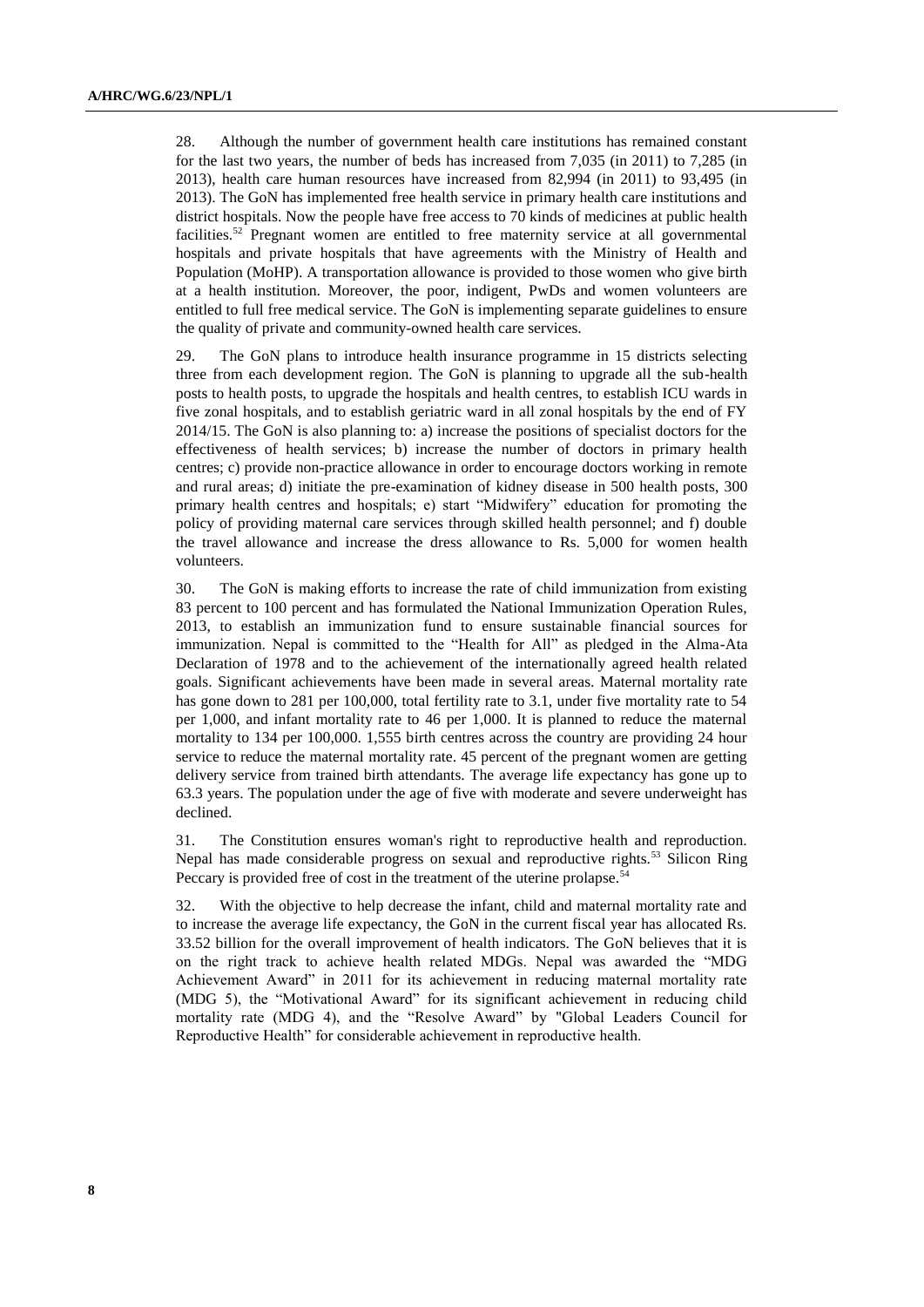28. Although the number of government health care institutions has remained constant for the last two years, the number of beds has increased from 7,035 (in 2011) to 7,285 (in 2013), health care human resources have increased from 82,994 (in 2011) to 93,495 (in 2013). The GoN has implemented free health service in primary health care institutions and district hospitals. Now the people have free access to 70 kinds of medicines at public health facilities.[52] Pregnant women are entitled to free maternity service at all governmental hospitals and private hospitals that have agreements with the Ministry of Health and Population (MoHP). A transportation allowance is provided to those women who give birth at a health institution. Moreover, the poor, indigent, PwDs and women volunteers are entitled to full free medical service. The GoN is implementing separate guidelines to ensure the quality of private and community-owned health care services.

29. The GoN plans to introduce health insurance programme in 15 districts selecting three from each development region. The GoN is planning to upgrade all the sub-health posts to health posts, to upgrade the hospitals and health centres, to establish ICU wards in five zonal hospitals, and to establish geriatric ward in all zonal hospitals by the end of FY 2014/15. The GoN is also planning to: a) increase the positions of specialist doctors for the effectiveness of health services; b) increase the number of doctors in primary health centres; c) provide non-practice allowance in order to encourage doctors working in remote and rural areas; d) initiate the pre-examination of kidney disease in 500 health posts, 300 primary health centres and hospitals; e) start "Midwifery" education for promoting the policy of providing maternal care services through skilled health personnel; and f) double the travel allowance and increase the dress allowance to Rs. 5,000 for women health volunteers.

30. The GoN is making efforts to increase the rate of child immunization from existing 83 percent to 100 percent and has formulated the National Immunization Operation Rules, 2013, to establish an immunization fund to ensure sustainable financial sources for immunization. Nepal is committed to the "Health for All" as pledged in the Alma-Ata Declaration of 1978 and to the achievement of the internationally agreed health related goals. Significant achievements have been made in several areas. Maternal mortality rate has gone down to 281 per 100,000, total fertility rate to 3.1, under five mortality rate to 54 per 1,000, and infant mortality rate to 46 per 1,000. It is planned to reduce the maternal mortality to 134 per 100,000. 1,555 birth centres across the country are providing 24 hour service to reduce the maternal mortality rate. 45 percent of the pregnant women are getting delivery service from trained birth attendants. The average life expectancy has gone up to 63.3 years. The population under the age of five with moderate and severe underweight has declined.

31. The Constitution ensures woman's right to reproductive health and reproduction. Nepal has made considerable progress on sexual and reproductive rights.[53] Silicon Ring Peccary is provided free of cost in the treatment of the uterine prolapse.[54]

32. With the objective to help decrease the infant, child and maternal mortality rate and to increase the average life expectancy, the GoN in the current fiscal year has allocated Rs. 33.52 billion for the overall improvement of health indicators. The GoN believes that it is on the right track to achieve health related MDGs. Nepal was awarded the "MDG Achievement Award" in 2011 for its achievement in reducing maternal mortality rate (MDG 5), the "Motivational Award" for its significant achievement in reducing child mortality rate (MDG 4), and the "Resolve Award" by "Global Leaders Council for Reproductive Health" for considerable achievement in reproductive health.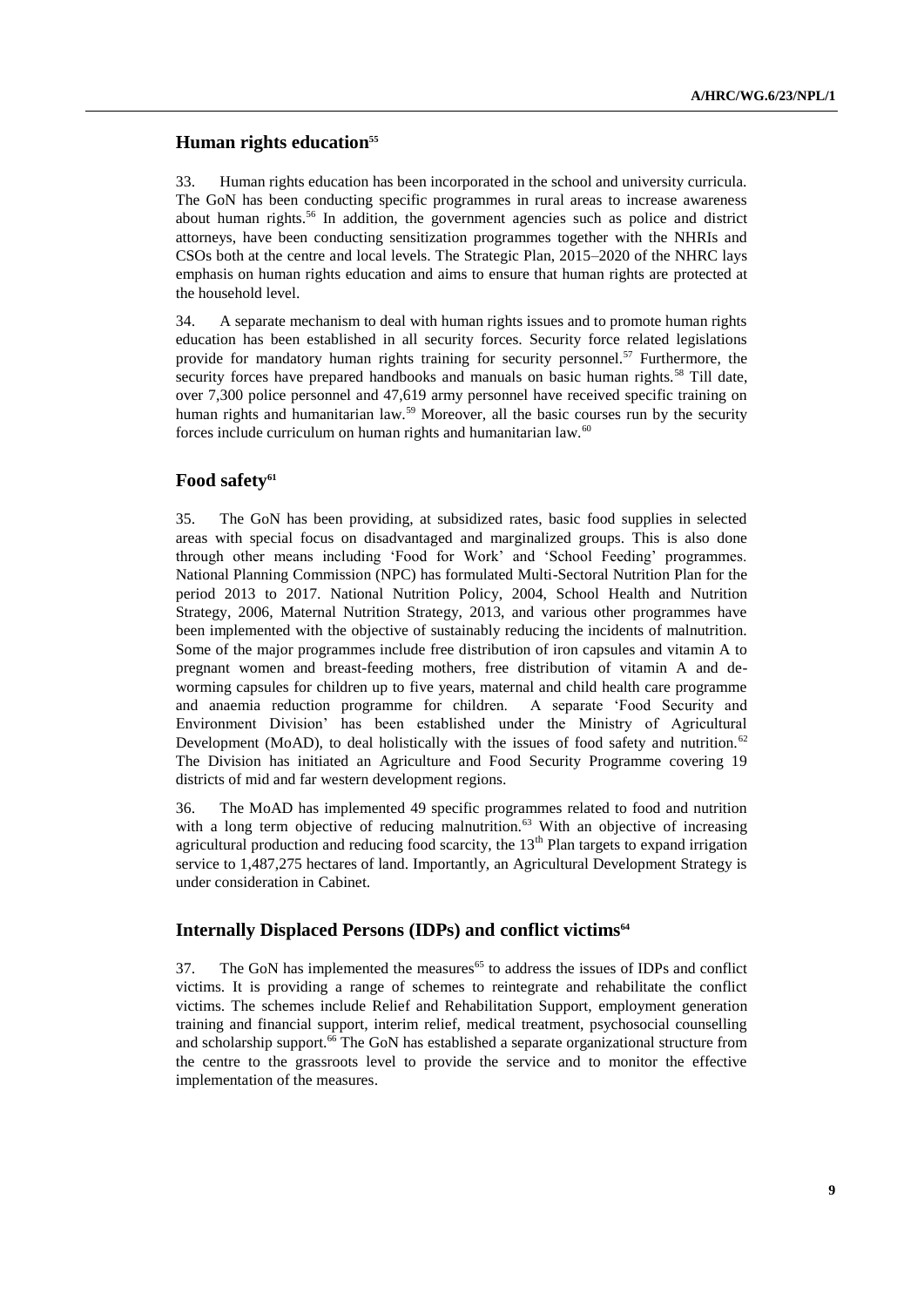## Human rights education[55]

33. Human rights education has been incorporated in the school and university curricula. The GoN has been conducting specific programmes in rural areas to increase awareness about human rights.[56] In addition, the government agencies such as police and district attorneys, have been conducting sensitization programmes together with the NHRIs and CSOs both at the centre and local levels. The Strategic Plan, 2015–2020 of the NHRC lays emphasis on human rights education and aims to ensure that human rights are protected at the household level.

34. A separate mechanism to deal with human rights issues and to promote human rights education has been established in all security forces. Security force related legislations provide for mandatory human rights training for security personnel.[57] Furthermore, the security forces have prepared handbooks and manuals on basic human rights.[58] Till date, over 7,300 police personnel and 47,619 army personnel have received specific training on human rights and humanitarian law.[59] Moreover, all the basic courses run by the security forces include curriculum on human rights and humanitarian law.[60]

## Food safety[61]

35. The GoN has been providing, at subsidized rates, basic food supplies in selected areas with special focus on disadvantaged and marginalized groups. This is also done through other means including 'Food for Work' and 'School Feeding' programmes. National Planning Commission (NPC) has formulated Multi-Sectoral Nutrition Plan for the period 2013 to 2017. National Nutrition Policy, 2004, School Health and Nutrition Strategy, 2006, Maternal Nutrition Strategy, 2013, and various other programmes have been implemented with the objective of sustainably reducing the incidents of malnutrition. Some of the major programmes include free distribution of iron capsules and vitamin A to pregnant women and breast-feeding mothers, free distribution of vitamin A and de-worming capsules for children up to five years, maternal and child health care programme and anaemia reduction programme for children. A separate 'Food Security and Environment Division' has been established under the Ministry of Agricultural Development (MoAD), to deal holistically with the issues of food safety and nutrition.[62] The Division has initiated an Agriculture and Food Security Programme covering 19 districts of mid and far western development regions.

36. The MoAD has implemented 49 specific programmes related to food and nutrition with a long term objective of reducing malnutrition.[63] With an objective of increasing agricultural production and reducing food scarcity, the 13th Plan targets to expand irrigation service to 1,487,275 hectares of land. Importantly, an Agricultural Development Strategy is under consideration in Cabinet.

## Internally Displaced Persons (IDPs) and conflict victims[64]

37. The GoN has implemented the measures[65] to address the issues of IDPs and conflict victims. It is providing a range of schemes to reintegrate and rehabilitate the conflict victims. The schemes include Relief and Rehabilitation Support, employment generation training and financial support, interim relief, medical treatment, psychosocial counselling and scholarship support.[66] The GoN has established a separate organizational structure from the centre to the grassroots level to provide the service and to monitor the effective implementation of the measures.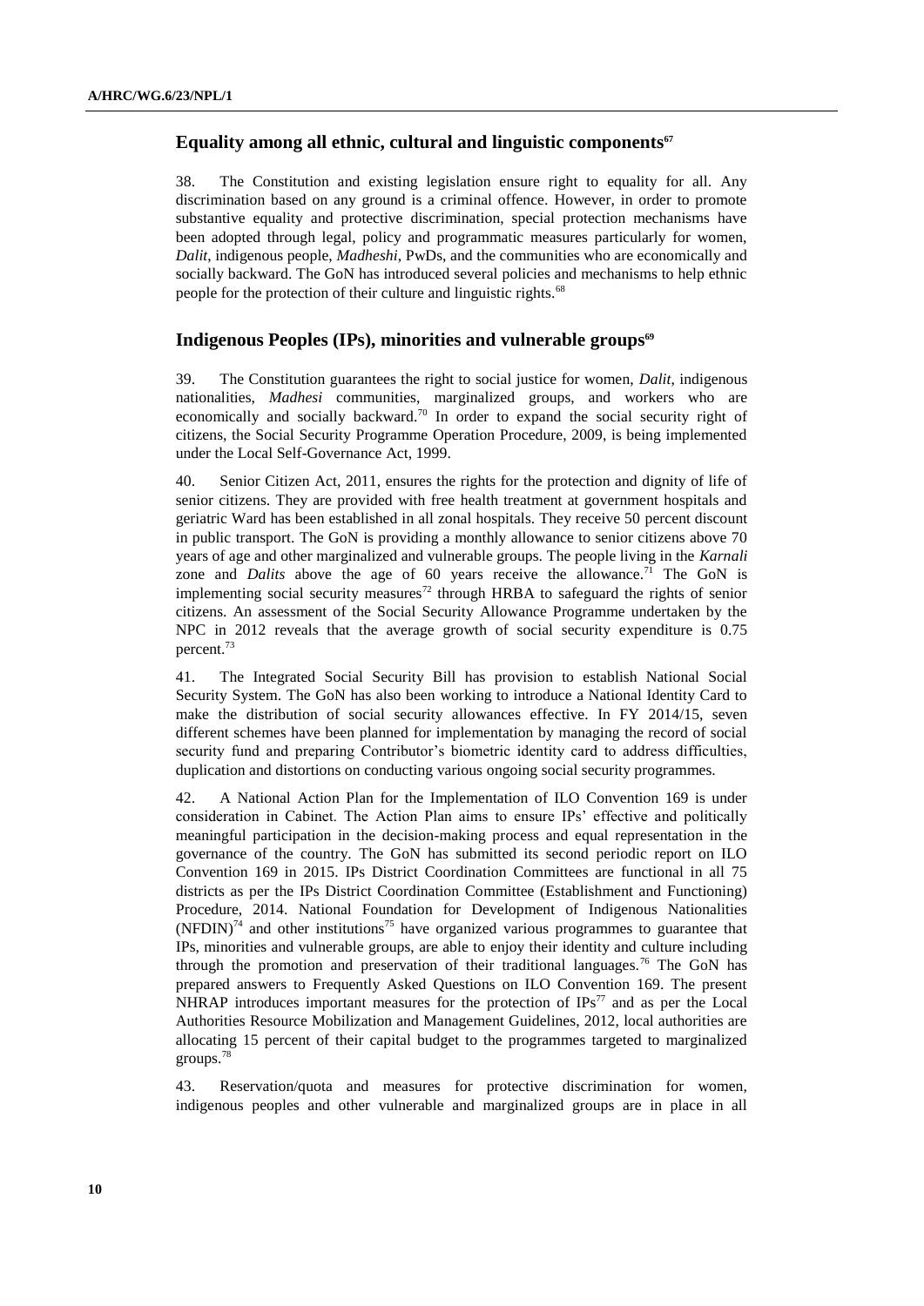## Equality among all ethnic, cultural and linguistic components[67]

38. The Constitution and existing legislation ensure right to equality for all. Any discrimination based on any ground is a criminal offence. However, in order to promote substantive equality and protective discrimination, special protection mechanisms have been adopted through legal, policy and programmatic measures particularly for women, *Dalit*, indigenous people, *Madheshi*, PwDs, and the communities who are economically and socially backward. The GoN has introduced several policies and mechanisms to help ethnic people for the protection of their culture and linguistic rights.[68]

## Indigenous Peoples (IPs), minorities and vulnerable groups[69]

39. The Constitution guarantees the right to social justice for women, *Dalit*, indigenous nationalities, *Madhesi* communities, marginalized groups, and workers who are economically and socially backward.[70] In order to expand the social security right of citizens, the Social Security Programme Operation Procedure, 2009, is being implemented under the Local Self-Governance Act, 1999.

40. Senior Citizen Act, 2011, ensures the rights for the protection and dignity of life of senior citizens. They are provided with free health treatment at government hospitals and geriatric Ward has been established in all zonal hospitals. They receive 50 percent discount in public transport. The GoN is providing a monthly allowance to senior citizens above 70 years of age and other marginalized and vulnerable groups. The people living in the *Karnali* zone and *Dalits* above the age of 60 years receive the allowance.[71] The GoN is implementing social security measures[72] through HRBA to safeguard the rights of senior citizens. An assessment of the Social Security Allowance Programme undertaken by the NPC in 2012 reveals that the average growth of social security expenditure is 0.75 percent.[73]

41. The Integrated Social Security Bill has provision to establish National Social Security System. The GoN has also been working to introduce a National Identity Card to make the distribution of social security allowances effective. In FY 2014/15, seven different schemes have been planned for implementation by managing the record of social security fund and preparing Contributor's biometric identity card to address difficulties, duplication and distortions on conducting various ongoing social security programmes.

42. A National Action Plan for the Implementation of ILO Convention 169 is under consideration in Cabinet. The Action Plan aims to ensure IPs' effective and politically meaningful participation in the decision-making process and equal representation in the governance of the country. The GoN has submitted its second periodic report on ILO Convention 169 in 2015. IPs District Coordination Committees are functional in all 75 districts as per the IPs District Coordination Committee (Establishment and Functioning) Procedure, 2014. National Foundation for Development of Indigenous Nationalities (NFDIN)[74] and other institutions[75] have organized various programmes to guarantee that IPs, minorities and vulnerable groups, are able to enjoy their identity and culture including through the promotion and preservation of their traditional languages.[76] The GoN has prepared answers to Frequently Asked Questions on ILO Convention 169. The present NHRAP introduces important measures for the protection of IPs[77] and as per the Local Authorities Resource Mobilization and Management Guidelines, 2012, local authorities are allocating 15 percent of their capital budget to the programmes targeted to marginalized groups.[78]

43. Reservation/quota and measures for protective discrimination for women, indigenous peoples and other vulnerable and marginalized groups are in place in all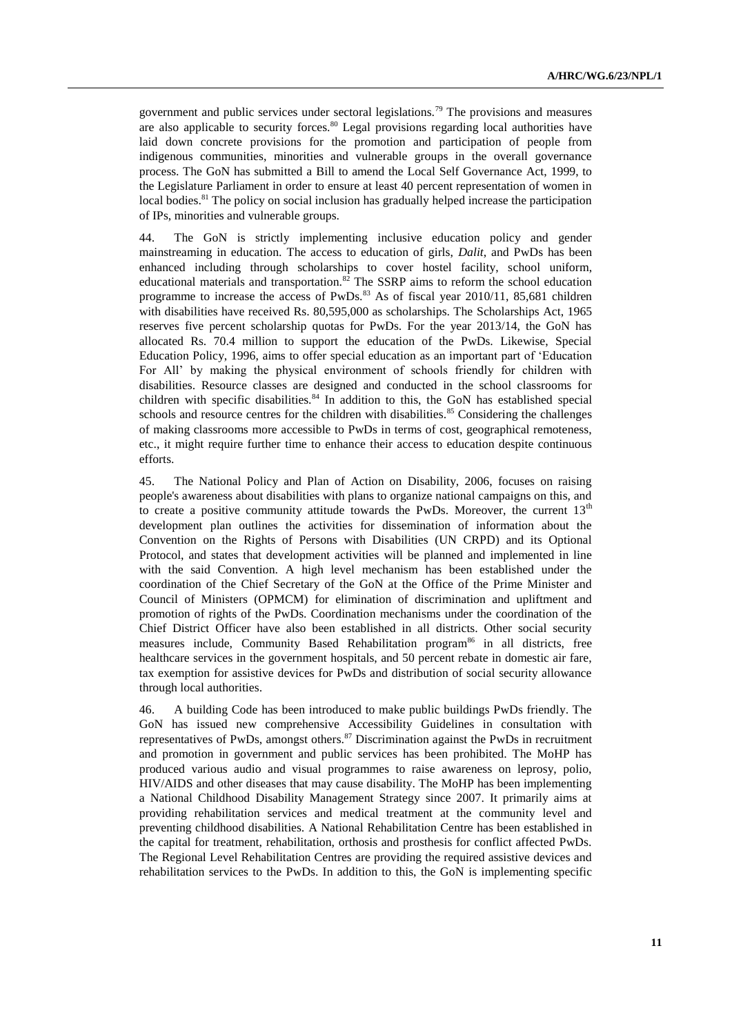government and public services under sectoral legislations.[79] The provisions and measures are also applicable to security forces.[80] Legal provisions regarding local authorities have laid down concrete provisions for the promotion and participation of people from indigenous communities, minorities and vulnerable groups in the overall governance process. The GoN has submitted a Bill to amend the Local Self Governance Act, 1999, to the Legislature Parliament in order to ensure at least 40 percent representation of women in local bodies.[81] The policy on social inclusion has gradually helped increase the participation of IPs, minorities and vulnerable groups.

44. The GoN is strictly implementing inclusive education policy and gender mainstreaming in education. The access to education of girls, *Dalit*, and PwDs has been enhanced including through scholarships to cover hostel facility, school uniform, educational materials and transportation.[82] The SSRP aims to reform the school education programme to increase the access of PwDs.[83] As of fiscal year 2010/11, 85,681 children with disabilities have received Rs. 80,595,000 as scholarships. The Scholarships Act, 1965 reserves five percent scholarship quotas for PwDs. For the year 2013/14, the GoN has allocated Rs. 70.4 million to support the education of the PwDs. Likewise, Special Education Policy, 1996, aims to offer special education as an important part of 'Education For All' by making the physical environment of schools friendly for children with disabilities. Resource classes are designed and conducted in the school classrooms for children with specific disabilities.[84] In addition to this, the GoN has established special schools and resource centres for the children with disabilities.[85] Considering the challenges of making classrooms more accessible to PwDs in terms of cost, geographical remoteness, etc., it might require further time to enhance their access to education despite continuous efforts.

45. The National Policy and Plan of Action on Disability, 2006, focuses on raising people's awareness about disabilities with plans to organize national campaigns on this, and to create a positive community attitude towards the PwDs. Moreover, the current 13th development plan outlines the activities for dissemination of information about the Convention on the Rights of Persons with Disabilities (UN CRPD) and its Optional Protocol, and states that development activities will be planned and implemented in line with the said Convention. A high level mechanism has been established under the coordination of the Chief Secretary of the GoN at the Office of the Prime Minister and Council of Ministers (OPMCM) for elimination of discrimination and upliftment and promotion of rights of the PwDs. Coordination mechanisms under the coordination of the Chief District Officer have also been established in all districts. Other social security measures include, Community Based Rehabilitation program[86] in all districts, free healthcare services in the government hospitals, and 50 percent rebate in domestic air fare, tax exemption for assistive devices for PwDs and distribution of social security allowance through local authorities.

46. A building Code has been introduced to make public buildings PwDs friendly. The GoN has issued new comprehensive Accessibility Guidelines in consultation with representatives of PwDs, amongst others.[87] Discrimination against the PwDs in recruitment and promotion in government and public services has been prohibited. The MoHP has produced various audio and visual programmes to raise awareness on leprosy, polio, HIV/AIDS and other diseases that may cause disability. The MoHP has been implementing a National Childhood Disability Management Strategy since 2007. It primarily aims at providing rehabilitation services and medical treatment at the community level and preventing childhood disabilities. A National Rehabilitation Centre has been established in the capital for treatment, rehabilitation, orthosis and prosthesis for conflict affected PwDs. The Regional Level Rehabilitation Centres are providing the required assistive devices and rehabilitation services to the PwDs. In addition to this, the GoN is implementing specific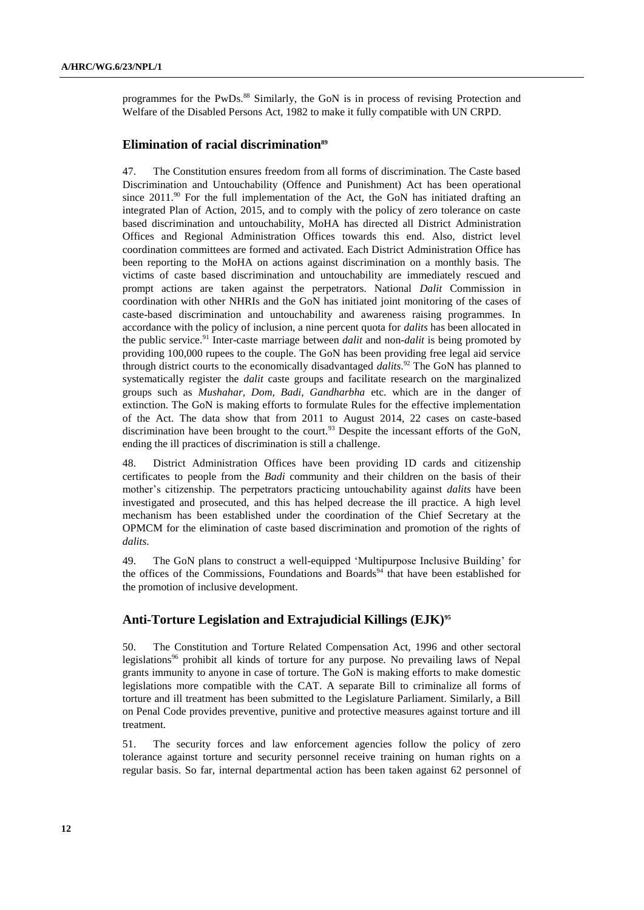programmes for the PwDs.[88] Similarly, the GoN is in process of revising Protection and Welfare of the Disabled Persons Act, 1982 to make it fully compatible with UN CRPD.

## Elimination of racial discrimination[89]

47. The Constitution ensures freedom from all forms of discrimination. The Caste based Discrimination and Untouchability (Offence and Punishment) Act has been operational since 2011.[90] For the full implementation of the Act, the GoN has initiated drafting an integrated Plan of Action, 2015, and to comply with the policy of zero tolerance on caste based discrimination and untouchability, MoHA has directed all District Administration Offices and Regional Administration Offices towards this end. Also, district level coordination committees are formed and activated. Each District Administration Office has been reporting to the MoHA on actions against discrimination on a monthly basis. The victims of caste based discrimination and untouchability are immediately rescued and prompt actions are taken against the perpetrators. National *Dalit* Commission in coordination with other NHRIs and the GoN has initiated joint monitoring of the cases of caste-based discrimination and untouchability and awareness raising programmes. In accordance with the policy of inclusion, a nine percent quota for *dalits* has been allocated in the public service.[91] Inter-caste marriage between *dalit* and non-*dalit* is being promoted by providing 100,000 rupees to the couple. The GoN has been providing free legal aid service through district courts to the economically disadvantaged *dalits*.[92] The GoN has planned to systematically register the *dalit* caste groups and facilitate research on the marginalized groups such as *Mushahar, Dom, Badi, Gandharbha* etc. which are in the danger of extinction. The GoN is making efforts to formulate Rules for the effective implementation of the Act. The data show that from 2011 to August 2014, 22 cases on caste-based discrimination have been brought to the court.[93] Despite the incessant efforts of the GoN, ending the ill practices of discrimination is still a challenge.

48. District Administration Offices have been providing ID cards and citizenship certificates to people from the *Badi* community and their children on the basis of their mother's citizenship. The perpetrators practicing untouchability against *dalits* have been investigated and prosecuted, and this has helped decrease the ill practice. A high level mechanism has been established under the coordination of the Chief Secretary at the OPMCM for the elimination of caste based discrimination and promotion of the rights of *dalits*.

49. The GoN plans to construct a well-equipped 'Multipurpose Inclusive Building' for the offices of the Commissions, Foundations and Boards[94] that have been established for the promotion of inclusive development.

## Anti-Torture Legislation and Extrajudicial Killings (EJK)[95]

50. The Constitution and Torture Related Compensation Act, 1996 and other sectoral legislations[96] prohibit all kinds of torture for any purpose. No prevailing laws of Nepal grants immunity to anyone in case of torture. The GoN is making efforts to make domestic legislations more compatible with the CAT. A separate Bill to criminalize all forms of torture and ill treatment has been submitted to the Legislature Parliament. Similarly, a Bill on Penal Code provides preventive, punitive and protective measures against torture and ill treatment.

51. The security forces and law enforcement agencies follow the policy of zero tolerance against torture and security personnel receive training on human rights on a regular basis. So far, internal departmental action has been taken against 62 personnel of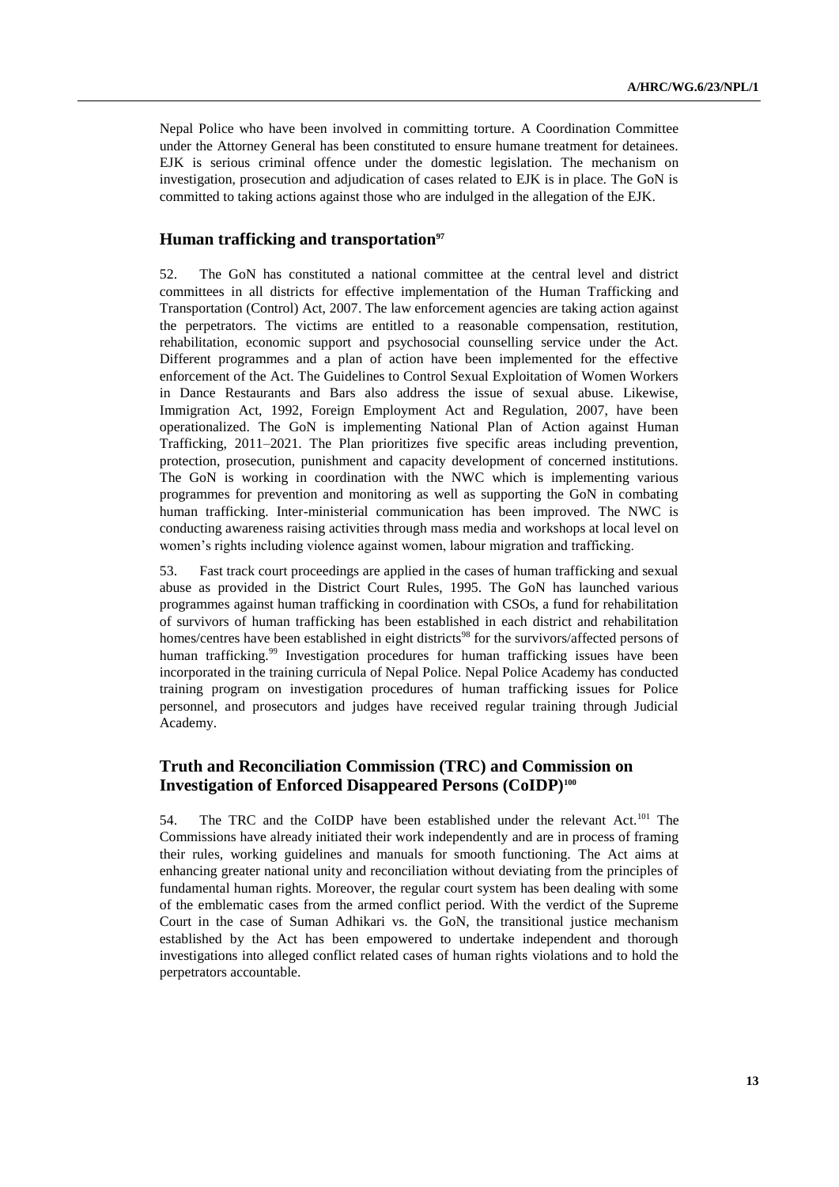Nepal Police who have been involved in committing torture. A Coordination Committee under the Attorney General has been constituted to ensure humane treatment for detainees. EJK is serious criminal offence under the domestic legislation. The mechanism on investigation, prosecution and adjudication of cases related to EJK is in place. The GoN is committed to taking actions against those who are indulged in the allegation of the EJK.

## Human trafficking and transportation[97]

52. The GoN has constituted a national committee at the central level and district committees in all districts for effective implementation of the Human Trafficking and Transportation (Control) Act, 2007. The law enforcement agencies are taking action against the perpetrators. The victims are entitled to a reasonable compensation, restitution, rehabilitation, economic support and psychosocial counselling service under the Act. Different programmes and a plan of action have been implemented for the effective enforcement of the Act. The Guidelines to Control Sexual Exploitation of Women Workers in Dance Restaurants and Bars also address the issue of sexual abuse. Likewise, Immigration Act, 1992, Foreign Employment Act and Regulation, 2007, have been operationalized. The GoN is implementing National Plan of Action against Human Trafficking, 2011–2021. The Plan prioritizes five specific areas including prevention, protection, prosecution, punishment and capacity development of concerned institutions. The GoN is working in coordination with the NWC which is implementing various programmes for prevention and monitoring as well as supporting the GoN in combating human trafficking. Inter-ministerial communication has been improved. The NWC is conducting awareness raising activities through mass media and workshops at local level on women's rights including violence against women, labour migration and trafficking.

53. Fast track court proceedings are applied in the cases of human trafficking and sexual abuse as provided in the District Court Rules, 1995. The GoN has launched various programmes against human trafficking in coordination with CSOs, a fund for rehabilitation of survivors of human trafficking has been established in each district and rehabilitation homes/centres have been established in eight districts[98] for the survivors/affected persons of human trafficking.[99] Investigation procedures for human trafficking issues have been incorporated in the training curricula of Nepal Police. Nepal Police Academy has conducted training program on investigation procedures of human trafficking issues for Police personnel, and prosecutors and judges have received regular training through Judicial Academy.

## Truth and Reconciliation Commission (TRC) and Commission on Investigation of Enforced Disappeared Persons (CoIDP)[100]

54. The TRC and the CoIDP have been established under the relevant Act.[101] The Commissions have already initiated their work independently and are in process of framing their rules, working guidelines and manuals for smooth functioning. The Act aims at enhancing greater national unity and reconciliation without deviating from the principles of fundamental human rights. Moreover, the regular court system has been dealing with some of the emblematic cases from the armed conflict period. With the verdict of the Supreme Court in the case of Suman Adhikari vs. the GoN, the transitional justice mechanism established by the Act has been empowered to undertake independent and thorough investigations into alleged conflict related cases of human rights violations and to hold the perpetrators accountable.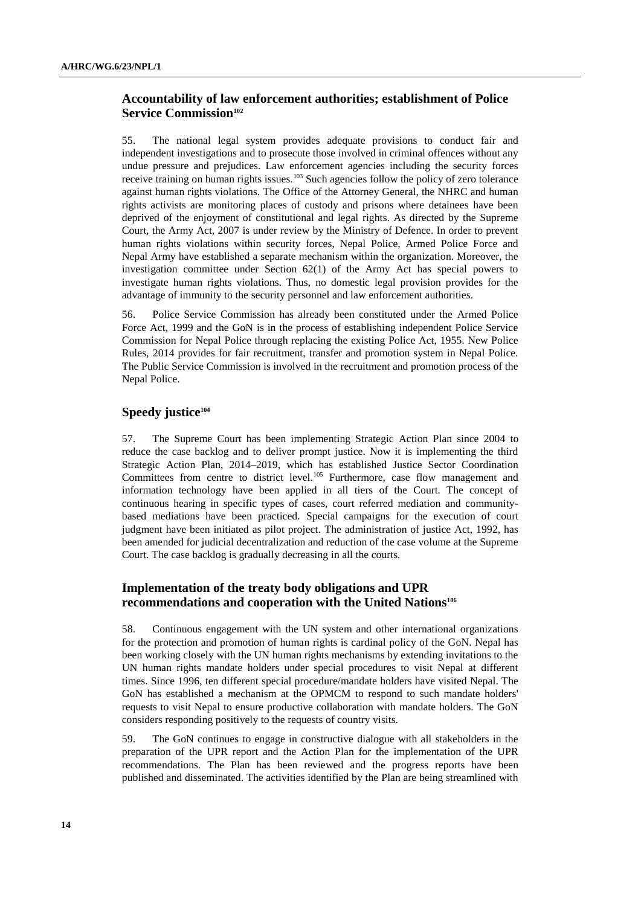### Accountability of law enforcement authorities; establishment of Police Service Commission[102]

55. The national legal system provides adequate provisions to conduct fair and independent investigations and to prosecute those involved in criminal offences without any undue pressure and prejudices. Law enforcement agencies including the security forces receive training on human rights issues.[103] Such agencies follow the policy of zero tolerance against human rights violations. The Office of the Attorney General, the NHRC and human rights activists are monitoring places of custody and prisons where detainees have been deprived of the enjoyment of constitutional and legal rights. As directed by the Supreme Court, the Army Act, 2007 is under review by the Ministry of Defence. In order to prevent human rights violations within security forces, Nepal Police, Armed Police Force and Nepal Army have established a separate mechanism within the organization. Moreover, the investigation committee under Section 62(1) of the Army Act has special powers to investigate human rights violations. Thus, no domestic legal provision provides for the advantage of immunity to the security personnel and law enforcement authorities.

56. Police Service Commission has already been constituted under the Armed Police Force Act, 1999 and the GoN is in the process of establishing independent Police Service Commission for Nepal Police through replacing the existing Police Act, 1955. New Police Rules, 2014 provides for fair recruitment, transfer and promotion system in Nepal Police. The Public Service Commission is involved in the recruitment and promotion process of the Nepal Police.

### Speedy justice[104]

57. The Supreme Court has been implementing Strategic Action Plan since 2004 to reduce the case backlog and to deliver prompt justice. Now it is implementing the third Strategic Action Plan, 2014–2019, which has established Justice Sector Coordination Committees from centre to district level.[105] Furthermore, case flow management and information technology have been applied in all tiers of the Court. The concept of continuous hearing in specific types of cases, court referred mediation and community-based mediations have been practiced. Special campaigns for the execution of court judgment have been initiated as pilot project. The administration of justice Act, 1992, has been amended for judicial decentralization and reduction of the case volume at the Supreme Court. The case backlog is gradually decreasing in all the courts.

### Implementation of the treaty body obligations and UPR recommendations and cooperation with the United Nations[106]

58. Continuous engagement with the UN system and other international organizations for the protection and promotion of human rights is cardinal policy of the GoN. Nepal has been working closely with the UN human rights mechanisms by extending invitations to the UN human rights mandate holders under special procedures to visit Nepal at different times. Since 1996, ten different special procedure/mandate holders have visited Nepal. The GoN has established a mechanism at the OPMCM to respond to such mandate holders' requests to visit Nepal to ensure productive collaboration with mandate holders. The GoN considers responding positively to the requests of country visits.

59. The GoN continues to engage in constructive dialogue with all stakeholders in the preparation of the UPR report and the Action Plan for the implementation of the UPR recommendations. The Plan has been reviewed and the progress reports have been published and disseminated. The activities identified by the Plan are being streamlined with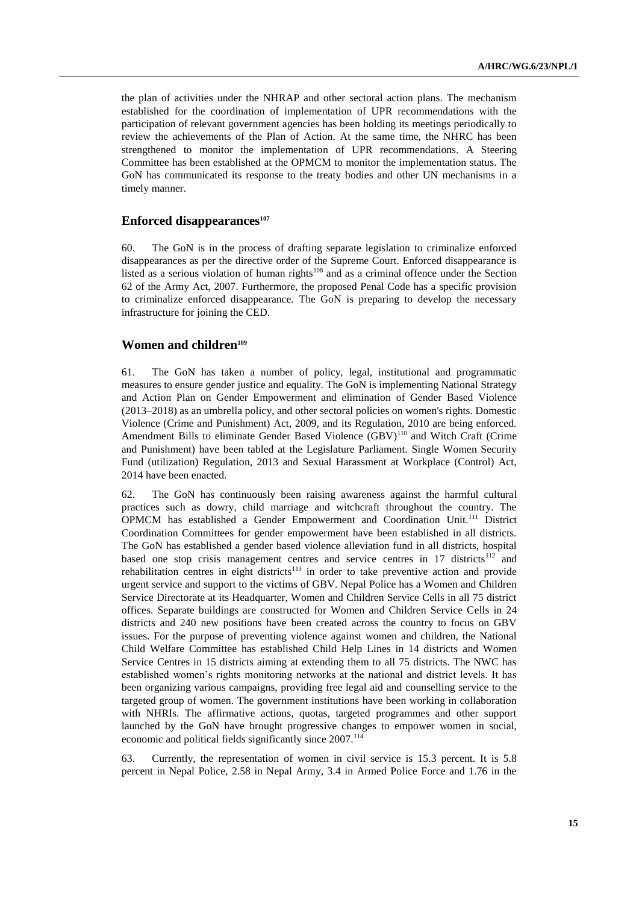the plan of activities under the NHRAP and other sectoral action plans. The mechanism established for the coordination of implementation of UPR recommendations with the participation of relevant government agencies has been holding its meetings periodically to review the achievements of the Plan of Action. At the same time, the NHRC has been strengthened to monitor the implementation of UPR recommendations. A Steering Committee has been established at the OPMCM to monitor the implementation status. The GoN has communicated its response to the treaty bodies and other UN mechanisms in a timely manner.

## Enforced disappearances[107]

60. The GoN is in the process of drafting separate legislation to criminalize enforced disappearances as per the directive order of the Supreme Court. Enforced disappearance is listed as a serious violation of human rights[108] and as a criminal offence under the Section 62 of the Army Act, 2007. Furthermore, the proposed Penal Code has a specific provision to criminalize enforced disappearance. The GoN is preparing to develop the necessary infrastructure for joining the CED.

## Women and children[109]

61. The GoN has taken a number of policy, legal, institutional and programmatic measures to ensure gender justice and equality. The GoN is implementing National Strategy and Action Plan on Gender Empowerment and elimination of Gender Based Violence (2013–2018) as an umbrella policy, and other sectoral policies on women's rights. Domestic Violence (Crime and Punishment) Act, 2009, and its Regulation, 2010 are being enforced. Amendment Bills to eliminate Gender Based Violence (GBV)[110] and Witch Craft (Crime and Punishment) have been tabled at the Legislature Parliament. Single Women Security Fund (utilization) Regulation, 2013 and Sexual Harassment at Workplace (Control) Act, 2014 have been enacted.

62. The GoN has continuously been raising awareness against the harmful cultural practices such as dowry, child marriage and witchcraft throughout the country. The OPMCM has established a Gender Empowerment and Coordination Unit.[111] District Coordination Committees for gender empowerment have been established in all districts. The GoN has established a gender based violence alleviation fund in all districts, hospital based one stop crisis management centres and service centres in 17 districts[112] and rehabilitation centres in eight districts[113] in order to take preventive action and provide urgent service and support to the victims of GBV. Nepal Police has a Women and Children Service Directorate at its Headquarter, Women and Children Service Cells in all 75 district offices. Separate buildings are constructed for Women and Children Service Cells in 24 districts and 240 new positions have been created across the country to focus on GBV issues. For the purpose of preventing violence against women and children, the National Child Welfare Committee has established Child Help Lines in 14 districts and Women Service Centres in 15 districts aiming at extending them to all 75 districts. The NWC has established women's rights monitoring networks at the national and district levels. It has been organizing various campaigns, providing free legal aid and counselling service to the targeted group of women. The government institutions have been working in collaboration with NHRIs. The affirmative actions, quotas, targeted programmes and other support launched by the GoN have brought progressive changes to empower women in social, economic and political fields significantly since 2007.[114]

63. Currently, the representation of women in civil service is 15.3 percent. It is 5.8 percent in Nepal Police, 2.58 in Nepal Army, 3.4 in Armed Police Force and 1.76 in the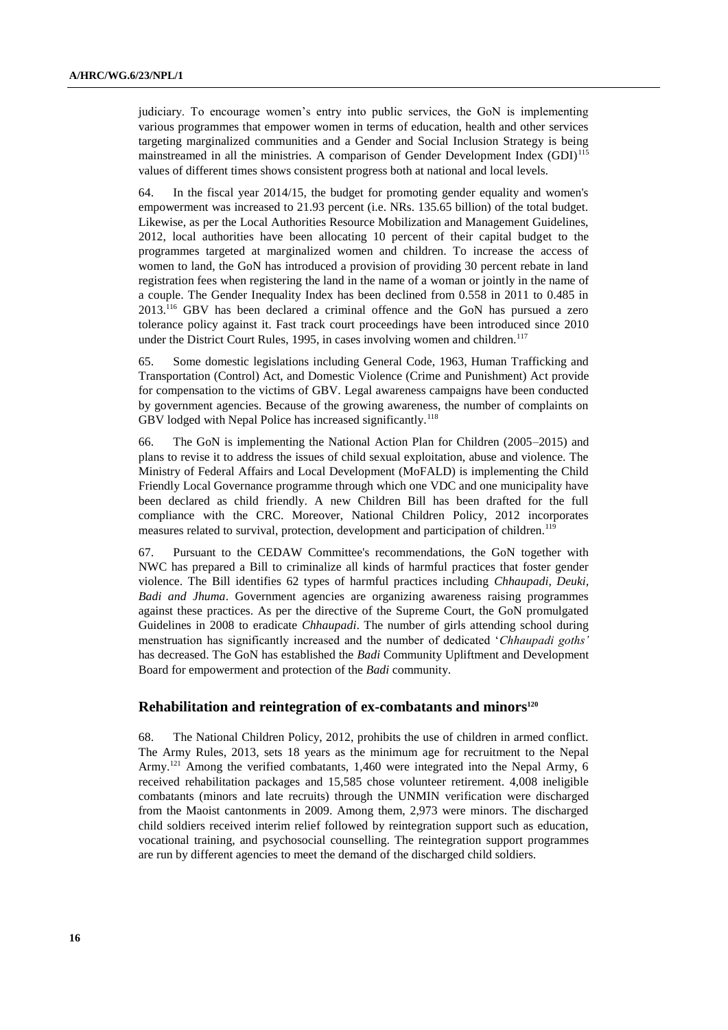judiciary. To encourage women's entry into public services, the GoN is implementing various programmes that empower women in terms of education, health and other services targeting marginalized communities and a Gender and Social Inclusion Strategy is being mainstreamed in all the ministries. A comparison of Gender Development Index (GDI)[115] values of different times shows consistent progress both at national and local levels.

64. In the fiscal year 2014/15, the budget for promoting gender equality and women's empowerment was increased to 21.93 percent (i.e. NRs. 135.65 billion) of the total budget. Likewise, as per the Local Authorities Resource Mobilization and Management Guidelines, 2012, local authorities have been allocating 10 percent of their capital budget to the programmes targeted at marginalized women and children. To increase the access of women to land, the GoN has introduced a provision of providing 30 percent rebate in land registration fees when registering the land in the name of a woman or jointly in the name of a couple. The Gender Inequality Index has been declined from 0.558 in 2011 to 0.485 in 2013.[116] GBV has been declared a criminal offence and the GoN has pursued a zero tolerance policy against it. Fast track court proceedings have been introduced since 2010 under the District Court Rules, 1995, in cases involving women and children.[117]

65. Some domestic legislations including General Code, 1963, Human Trafficking and Transportation (Control) Act, and Domestic Violence (Crime and Punishment) Act provide for compensation to the victims of GBV. Legal awareness campaigns have been conducted by government agencies. Because of the growing awareness, the number of complaints on GBV lodged with Nepal Police has increased significantly.[118]

66. The GoN is implementing the National Action Plan for Children (2005–2015) and plans to revise it to address the issues of child sexual exploitation, abuse and violence. The Ministry of Federal Affairs and Local Development (MoFALD) is implementing the Child Friendly Local Governance programme through which one VDC and one municipality have been declared as child friendly. A new Children Bill has been drafted for the full compliance with the CRC. Moreover, National Children Policy, 2012 incorporates measures related to survival, protection, development and participation of children.[119]

67. Pursuant to the CEDAW Committee's recommendations, the GoN together with NWC has prepared a Bill to criminalize all kinds of harmful practices that foster gender violence. The Bill identifies 62 types of harmful practices including *Chhaupadi, Deuki, Badi and Jhuma*. Government agencies are organizing awareness raising programmes against these practices. As per the directive of the Supreme Court, the GoN promulgated Guidelines in 2008 to eradicate *Chhaupadi*. The number of girls attending school during menstruation has significantly increased and the number of dedicated '*Chhaupadi goths'* has decreased. The GoN has established the *Badi* Community Upliftment and Development Board for empowerment and protection of the *Badi* community.

## Rehabilitation and reintegration of ex-combatants and minors[120]

68. The National Children Policy, 2012, prohibits the use of children in armed conflict. The Army Rules, 2013, sets 18 years as the minimum age for recruitment to the Nepal Army.[121] Among the verified combatants, 1,460 were integrated into the Nepal Army, 6 received rehabilitation packages and 15,585 chose volunteer retirement. 4,008 ineligible combatants (minors and late recruits) through the UNMIN verification were discharged from the Maoist cantonments in 2009. Among them, 2,973 were minors. The discharged child soldiers received interim relief followed by reintegration support such as education, vocational training, and psychosocial counselling. The reintegration support programmes are run by different agencies to meet the demand of the discharged child soldiers.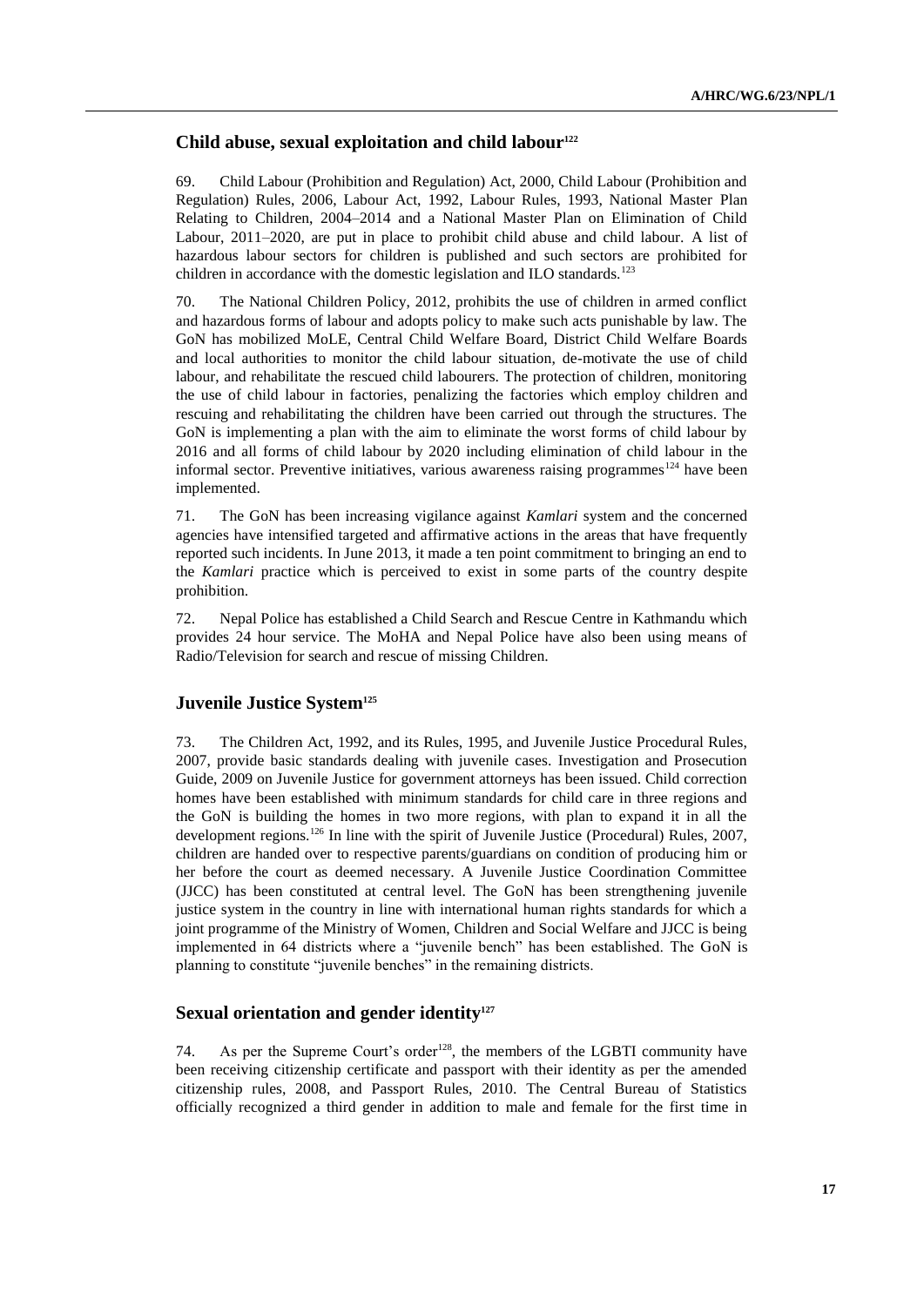## Child abuse, sexual exploitation and child labour[122]

69. Child Labour (Prohibition and Regulation) Act, 2000, Child Labour (Prohibition and Regulation) Rules, 2006, Labour Act, 1992, Labour Rules, 1993, National Master Plan Relating to Children, 2004–2014 and a National Master Plan on Elimination of Child Labour, 2011–2020, are put in place to prohibit child abuse and child labour. A list of hazardous labour sectors for children is published and such sectors are prohibited for children in accordance with the domestic legislation and ILO standards.[123]

70. The National Children Policy, 2012, prohibits the use of children in armed conflict and hazardous forms of labour and adopts policy to make such acts punishable by law. The GoN has mobilized MoLE, Central Child Welfare Board, District Child Welfare Boards and local authorities to monitor the child labour situation, de-motivate the use of child labour, and rehabilitate the rescued child labourers. The protection of children, monitoring the use of child labour in factories, penalizing the factories which employ children and rescuing and rehabilitating the children have been carried out through the structures. The GoN is implementing a plan with the aim to eliminate the worst forms of child labour by 2016 and all forms of child labour by 2020 including elimination of child labour in the informal sector. Preventive initiatives, various awareness raising programmes[124] have been implemented.

71. The GoN has been increasing vigilance against *Kamlari* system and the concerned agencies have intensified targeted and affirmative actions in the areas that have frequently reported such incidents. In June 2013, it made a ten point commitment to bringing an end to the *Kamlari* practice which is perceived to exist in some parts of the country despite prohibition.

72. Nepal Police has established a Child Search and Rescue Centre in Kathmandu which provides 24 hour service. The MoHA and Nepal Police have also been using means of Radio/Television for search and rescue of missing Children.

## Juvenile Justice System[125]

73. The Children Act, 1992, and its Rules, 1995, and Juvenile Justice Procedural Rules, 2007, provide basic standards dealing with juvenile cases. Investigation and Prosecution Guide, 2009 on Juvenile Justice for government attorneys has been issued. Child correction homes have been established with minimum standards for child care in three regions and the GoN is building the homes in two more regions, with plan to expand it in all the development regions.[126] In line with the spirit of Juvenile Justice (Procedural) Rules, 2007, children are handed over to respective parents/guardians on condition of producing him or her before the court as deemed necessary. A Juvenile Justice Coordination Committee (JJCC) has been constituted at central level. The GoN has been strengthening juvenile justice system in the country in line with international human rights standards for which a joint programme of the Ministry of Women, Children and Social Welfare and JJCC is being implemented in 64 districts where a "juvenile bench" has been established. The GoN is planning to constitute "juvenile benches" in the remaining districts.

## Sexual orientation and gender identity[127]

74. As per the Supreme Court's order[128], the members of the LGBTI community have been receiving citizenship certificate and passport with their identity as per the amended citizenship rules, 2008, and Passport Rules, 2010. The Central Bureau of Statistics officially recognized a third gender in addition to male and female for the first time in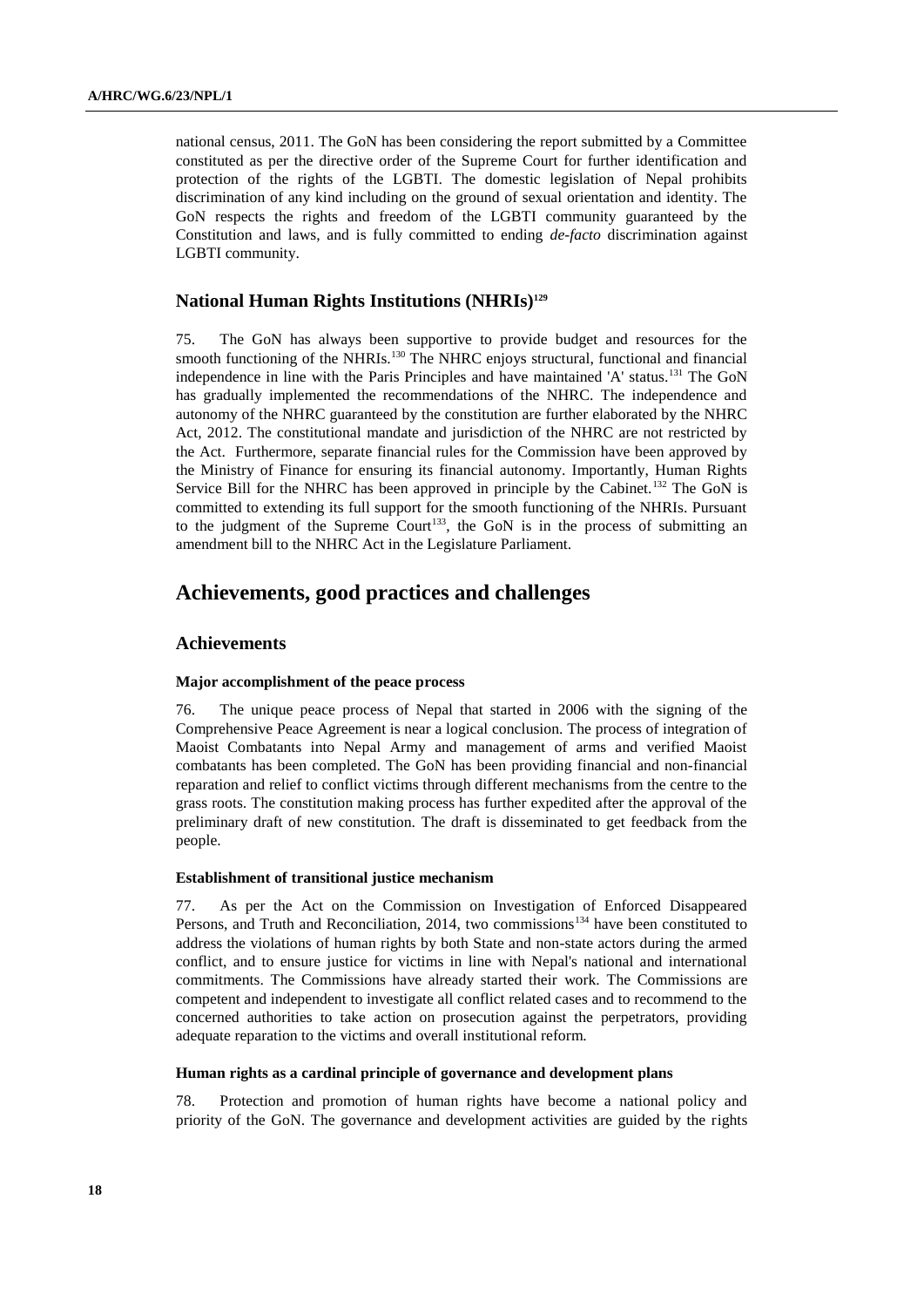national census, 2011. The GoN has been considering the report submitted by a Committee constituted as per the directive order of the Supreme Court for further identification and protection of the rights of the LGBTI. The domestic legislation of Nepal prohibits discrimination of any kind including on the ground of sexual orientation and identity. The GoN respects the rights and freedom of the LGBTI community guaranteed by the Constitution and laws, and is fully committed to ending *de-facto* discrimination against LGBTI community.

### National Human Rights Institutions (NHRIs)[129]

75. The GoN has always been supportive to provide budget and resources for the smooth functioning of the NHRIs.[130] The NHRC enjoys structural, functional and financial independence in line with the Paris Principles and have maintained 'A' status.[131] The GoN has gradually implemented the recommendations of the NHRC. The independence and autonomy of the NHRC guaranteed by the constitution are further elaborated by the NHRC Act, 2012. The constitutional mandate and jurisdiction of the NHRC are not restricted by the Act. Furthermore, separate financial rules for the Commission have been approved by the Ministry of Finance for ensuring its financial autonomy. Importantly, Human Rights Service Bill for the NHRC has been approved in principle by the Cabinet.[132] The GoN is committed to extending its full support for the smooth functioning of the NHRIs. Pursuant to the judgment of the Supreme Court[133], the GoN is in the process of submitting an amendment bill to the NHRC Act in the Legislature Parliament.

## Achievements, good practices and challenges

### Achievements

#### Major accomplishment of the peace process

76. The unique peace process of Nepal that started in 2006 with the signing of the Comprehensive Peace Agreement is near a logical conclusion. The process of integration of Maoist Combatants into Nepal Army and management of arms and verified Maoist combatants has been completed. The GoN has been providing financial and non-financial reparation and relief to conflict victims through different mechanisms from the centre to the grass roots. The constitution making process has further expedited after the approval of the preliminary draft of new constitution. The draft is disseminated to get feedback from the people.

#### Establishment of transitional justice mechanism

77. As per the Act on the Commission on Investigation of Enforced Disappeared Persons, and Truth and Reconciliation, 2014, two commissions[134] have been constituted to address the violations of human rights by both State and non-state actors during the armed conflict, and to ensure justice for victims in line with Nepal's national and international commitments. The Commissions have already started their work. The Commissions are competent and independent to investigate all conflict related cases and to recommend to the concerned authorities to take action on prosecution against the perpetrators, providing adequate reparation to the victims and overall institutional reform.

#### Human rights as a cardinal principle of governance and development plans

78. Protection and promotion of human rights have become a national policy and priority of the GoN. The governance and development activities are guided by the rights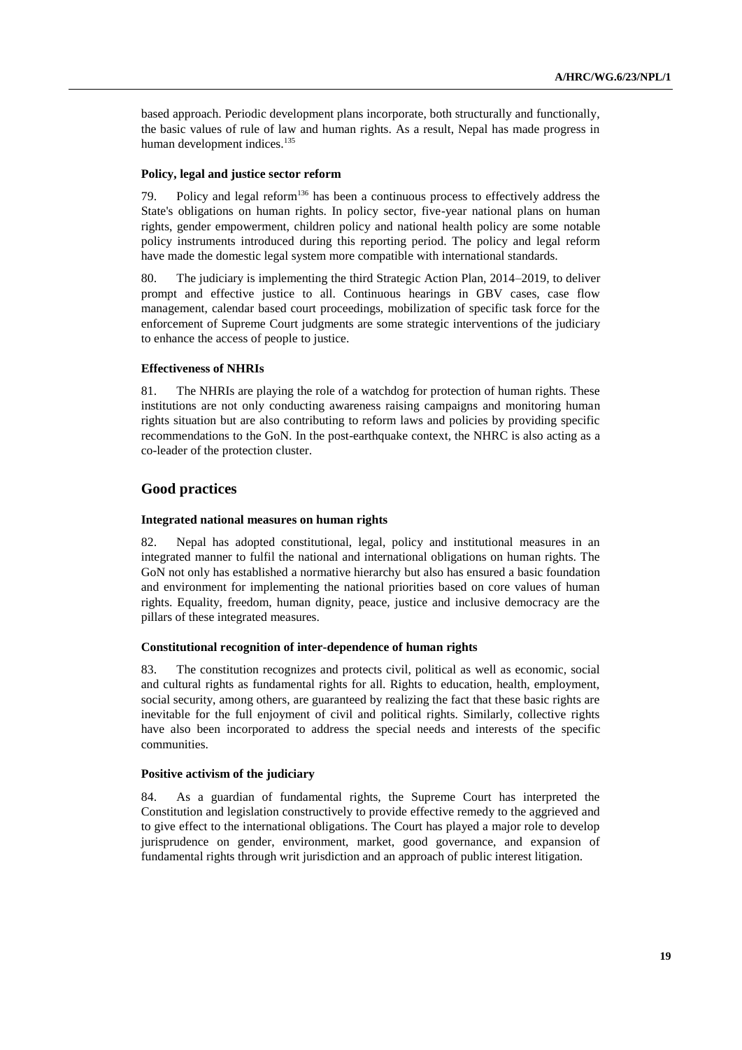based approach. Periodic development plans incorporate, both structurally and functionally, the basic values of rule of law and human rights. As a result, Nepal has made progress in human development indices.[135]

#### Policy, legal and justice sector reform

79. Policy and legal reform[136] has been a continuous process to effectively address the State's obligations on human rights. In policy sector, five-year national plans on human rights, gender empowerment, children policy and national health policy are some notable policy instruments introduced during this reporting period. The policy and legal reform have made the domestic legal system more compatible with international standards.

80. The judiciary is implementing the third Strategic Action Plan, 2014–2019, to deliver prompt and effective justice to all. Continuous hearings in GBV cases, case flow management, calendar based court proceedings, mobilization of specific task force for the enforcement of Supreme Court judgments are some strategic interventions of the judiciary to enhance the access of people to justice.

#### Effectiveness of NHRIs

81. The NHRIs are playing the role of a watchdog for protection of human rights. These institutions are not only conducting awareness raising campaigns and monitoring human rights situation but are also contributing to reform laws and policies by providing specific recommendations to the GoN. In the post-earthquake context, the NHRC is also acting as a co-leader of the protection cluster.

## Good practices

#### Integrated national measures on human rights

82. Nepal has adopted constitutional, legal, policy and institutional measures in an integrated manner to fulfil the national and international obligations on human rights. The GoN not only has established a normative hierarchy but also has ensured a basic foundation and environment for implementing the national priorities based on core values of human rights. Equality, freedom, human dignity, peace, justice and inclusive democracy are the pillars of these integrated measures.

#### Constitutional recognition of inter-dependence of human rights

83. The constitution recognizes and protects civil, political as well as economic, social and cultural rights as fundamental rights for all. Rights to education, health, employment, social security, among others, are guaranteed by realizing the fact that these basic rights are inevitable for the full enjoyment of civil and political rights. Similarly, collective rights have also been incorporated to address the special needs and interests of the specific communities.

#### Positive activism of the judiciary

84. As a guardian of fundamental rights, the Supreme Court has interpreted the Constitution and legislation constructively to provide effective remedy to the aggrieved and to give effect to the international obligations. The Court has played a major role to develop jurisprudence on gender, environment, market, good governance, and expansion of fundamental rights through writ jurisdiction and an approach of public interest litigation.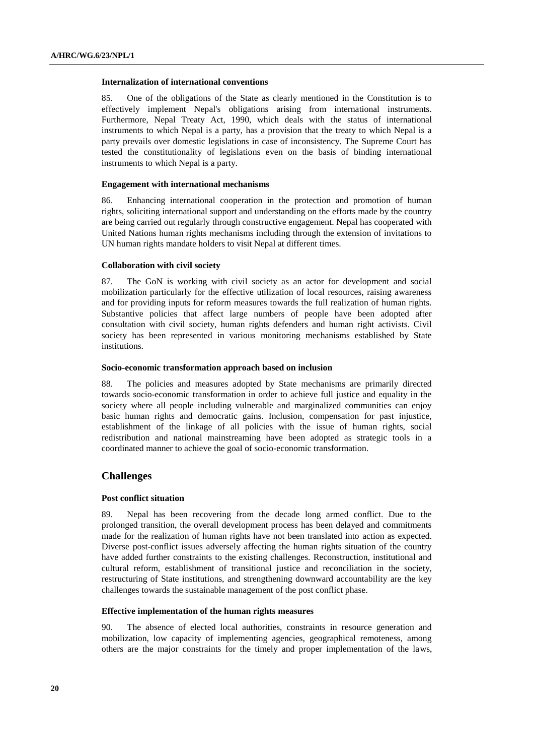#### Internalization of international conventions

85. One of the obligations of the State as clearly mentioned in the Constitution is to effectively implement Nepal's obligations arising from international instruments. Furthermore, Nepal Treaty Act, 1990, which deals with the status of international instruments to which Nepal is a party, has a provision that the treaty to which Nepal is a party prevails over domestic legislations in case of inconsistency. The Supreme Court has tested the constitutionality of legislations even on the basis of binding international instruments to which Nepal is a party.

#### Engagement with international mechanisms

86. Enhancing international cooperation in the protection and promotion of human rights, soliciting international support and understanding on the efforts made by the country are being carried out regularly through constructive engagement. Nepal has cooperated with United Nations human rights mechanisms including through the extension of invitations to UN human rights mandate holders to visit Nepal at different times.

#### Collaboration with civil society

87. The GoN is working with civil society as an actor for development and social mobilization particularly for the effective utilization of local resources, raising awareness and for providing inputs for reform measures towards the full realization of human rights. Substantive policies that affect large numbers of people have been adopted after consultation with civil society, human rights defenders and human right activists. Civil society has been represented in various monitoring mechanisms established by State institutions.

#### Socio-economic transformation approach based on inclusion

88. The policies and measures adopted by State mechanisms are primarily directed towards socio-economic transformation in order to achieve full justice and equality in the society where all people including vulnerable and marginalized communities can enjoy basic human rights and democratic gains. Inclusion, compensation for past injustice, establishment of the linkage of all policies with the issue of human rights, social redistribution and national mainstreaming have been adopted as strategic tools in a coordinated manner to achieve the goal of socio-economic transformation.

### Challenges

#### Post conflict situation

89. Nepal has been recovering from the decade long armed conflict. Due to the prolonged transition, the overall development process has been delayed and commitments made for the realization of human rights have not been translated into action as expected. Diverse post-conflict issues adversely affecting the human rights situation of the country have added further constraints to the existing challenges. Reconstruction, institutional and cultural reform, establishment of transitional justice and reconciliation in the society, restructuring of State institutions, and strengthening downward accountability are the key challenges towards the sustainable management of the post conflict phase.

#### Effective implementation of the human rights measures

90. The absence of elected local authorities, constraints in resource generation and mobilization, low capacity of implementing agencies, geographical remoteness, among others are the major constraints for the timely and proper implementation of the laws,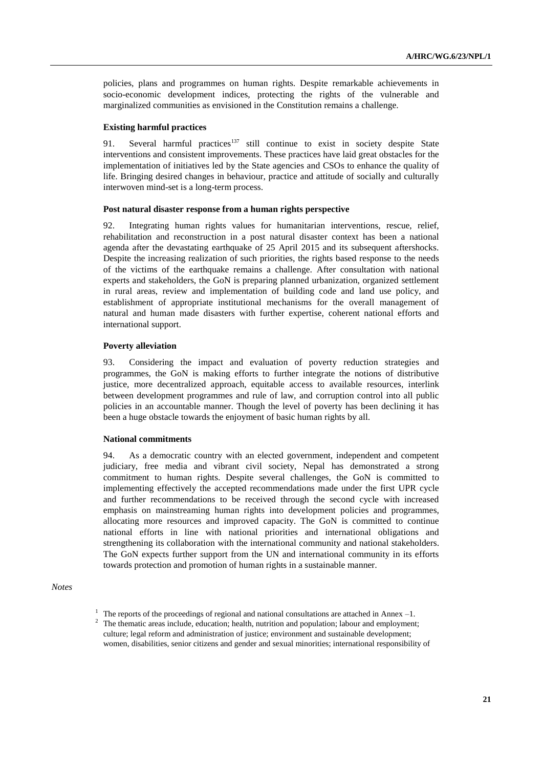policies, plans and programmes on human rights. Despite remarkable achievements in socio-economic development indices, protecting the rights of the vulnerable and marginalized communities as envisioned in the Constitution remains a challenge.

**Existing harmful practices**

91. Several harmful practices[137] still continue to exist in society despite State interventions and consistent improvements. These practices have laid great obstacles for the implementation of initiatives led by the State agencies and CSOs to enhance the quality of life. Bringing desired changes in behaviour, practice and attitude of socially and culturally interwoven mind-set is a long-term process.

**Post natural disaster response from a human rights perspective**

92. Integrating human rights values for humanitarian interventions, rescue, relief, rehabilitation and reconstruction in a post natural disaster context has been a national agenda after the devastating earthquake of 25 April 2015 and its subsequent aftershocks. Despite the increasing realization of such priorities, the rights based response to the needs of the victims of the earthquake remains a challenge. After consultation with national experts and stakeholders, the GoN is preparing planned urbanization, organized settlement in rural areas, review and implementation of building code and land use policy, and establishment of appropriate institutional mechanisms for the overall management of natural and human made disasters with further expertise, coherent national efforts and international support.

**Poverty alleviation**

93. Considering the impact and evaluation of poverty reduction strategies and programmes, the GoN is making efforts to further integrate the notions of distributive justice, more decentralized approach, equitable access to available resources, interlink between development programmes and rule of law, and corruption control into all public policies in an accountable manner. Though the level of poverty has been declining it has been a huge obstacle towards the enjoyment of basic human rights by all.

**National commitments**

94. As a democratic country with an elected government, independent and competent judiciary, free media and vibrant civil society, Nepal has demonstrated a strong commitment to human rights. Despite several challenges, the GoN is committed to implementing effectively the accepted recommendations made under the first UPR cycle and further recommendations to be received through the second cycle with increased emphasis on mainstreaming human rights into development policies and programmes, allocating more resources and improved capacity. The GoN is committed to continue national efforts in line with national priorities and international obligations and strengthening its collaboration with the international community and national stakeholders. The GoN expects further support from the UN and international community in its efforts towards protection and promotion of human rights in a sustainable manner.

*Notes*

[1] The reports of the proceedings of regional and national consultations are attached in Annex –1.

[2] The thematic areas include, education; health, nutrition and population; labour and employment; culture; legal reform and administration of justice; environment and sustainable development; women, disabilities, senior citizens and gender and sexual minorities; international responsibility of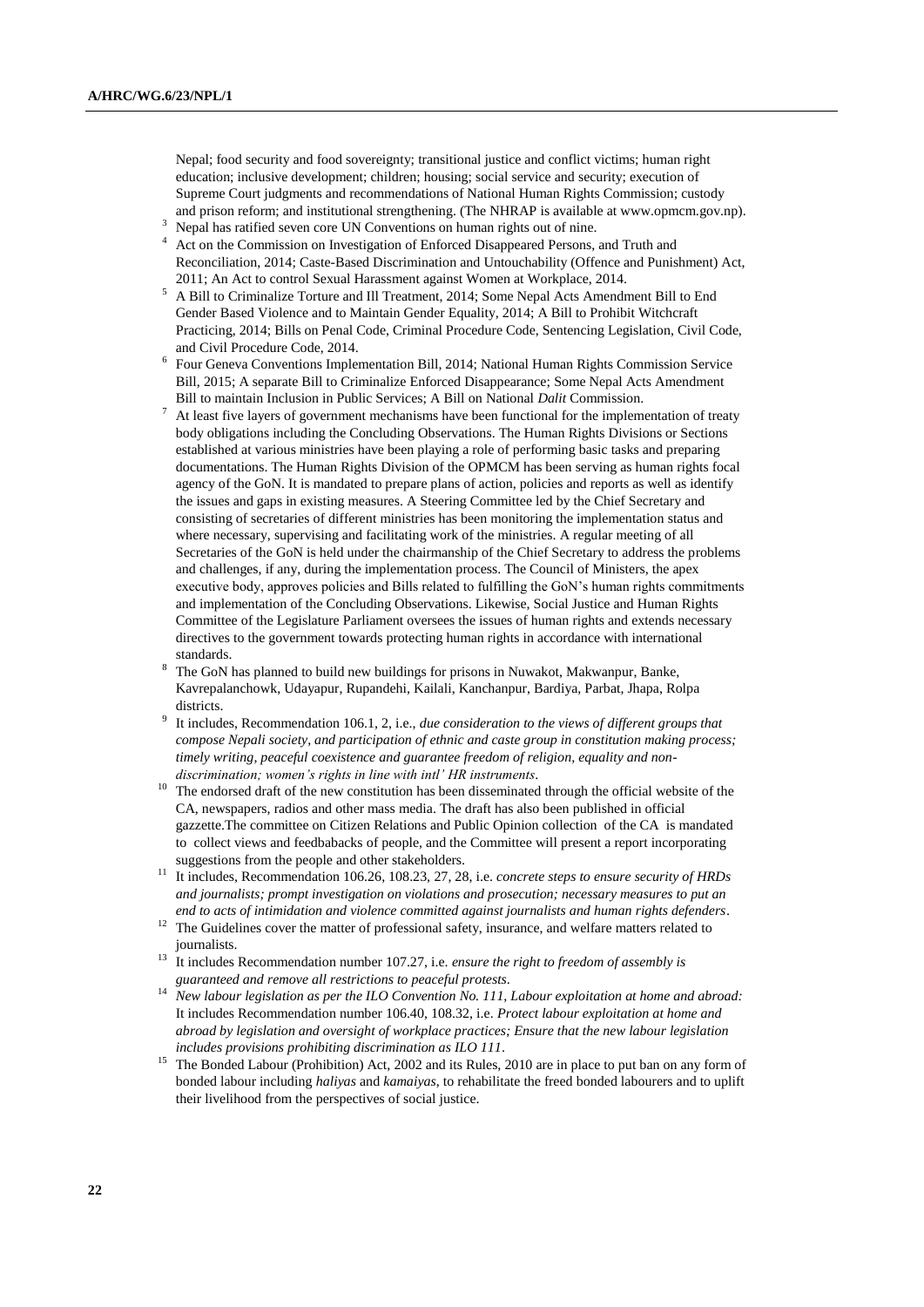Nepal; food security and food sovereignty; transitional justice and conflict victims; human right education; inclusive development; children; housing; social service and security; execution of Supreme Court judgments and recommendations of National Human Rights Commission; custody and prison reform; and institutional strengthening. (The NHRAP is available at www.opmcm.gov.np).

[3] Nepal has ratified seven core UN Conventions on human rights out of nine.

[4] Act on the Commission on Investigation of Enforced Disappeared Persons, and Truth and Reconciliation, 2014; Caste-Based Discrimination and Untouchability (Offence and Punishment) Act, 2011; An Act to control Sexual Harassment against Women at Workplace, 2014.

[5] A Bill to Criminalize Torture and Ill Treatment, 2014; Some Nepal Acts Amendment Bill to End Gender Based Violence and to Maintain Gender Equality, 2014; A Bill to Prohibit Witchcraft Practicing, 2014; Bills on Penal Code, Criminal Procedure Code, Sentencing Legislation, Civil Code, and Civil Procedure Code, 2014.

[6] Four Geneva Conventions Implementation Bill, 2014; National Human Rights Commission Service Bill, 2015; A separate Bill to Criminalize Enforced Disappearance; Some Nepal Acts Amendment Bill to maintain Inclusion in Public Services; A Bill on National *Dalit* Commission.

[7] At least five layers of government mechanisms have been functional for the implementation of treaty body obligations including the Concluding Observations. The Human Rights Divisions or Sections established at various ministries have been playing a role of performing basic tasks and preparing documentations. The Human Rights Division of the OPMCM has been serving as human rights focal agency of the GoN. It is mandated to prepare plans of action, policies and reports as well as identify the issues and gaps in existing measures. A Steering Committee led by the Chief Secretary and consisting of secretaries of different ministries has been monitoring the implementation status and where necessary, supervising and facilitating work of the ministries. A regular meeting of all Secretaries of the GoN is held under the chairmanship of the Chief Secretary to address the problems and challenges, if any, during the implementation process. The Council of Ministers, the apex executive body, approves policies and Bills related to fulfilling the GoN's human rights commitments and implementation of the Concluding Observations. Likewise, Social Justice and Human Rights Committee of the Legislature Parliament oversees the issues of human rights and extends necessary directives to the government towards protecting human rights in accordance with international standards.

[8] The GoN has planned to build new buildings for prisons in Nuwakot, Makwanpur, Banke, Kavrepalanchowk, Udayapur, Rupandehi, Kailali, Kanchanpur, Bardiya, Parbat, Jhapa, Rolpa districts.

[9] It includes, Recommendation 106.1, 2, i.e., *due consideration to the views of different groups that compose Nepali society, and participation of ethnic and caste group in constitution making process; timely writing, peaceful coexistence and guarantee freedom of religion, equality and non-discrimination; women's rights in line with intl' HR instruments*.

[10] The endorsed draft of the new constitution has been disseminated through the official website of the CA, newspapers, radios and other mass media. The draft has also been published in official gazzette.The committee on Citizen Relations and Public Opinion collection of the CA is mandated to collect views and feedbabacks of people, and the Committee will present a report incorporating suggestions from the people and other stakeholders.

[11] It includes, Recommendation 106.26, 108.23, 27, 28, i.e. *concrete steps to ensure security of HRDs and journalists; prompt investigation on violations and prosecution; necessary measures to put an end to acts of intimidation and violence committed against journalists and human rights defenders*.

[12] The Guidelines cover the matter of professional safety, insurance, and welfare matters related to journalists.

[13] It includes Recommendation number 107.27, i.e. *ensure the right to freedom of assembly is guaranteed and remove all restrictions to peaceful protests*.

[14] *New labour legislation as per the ILO Convention No. 111, Labour exploitation at home and abroad:* It includes Recommendation number 106.40, 108.32, i.e. *Protect labour exploitation at home and abroad by legislation and oversight of workplace practices; Ensure that the new labour legislation includes provisions prohibiting discrimination as ILO 111*.

[15] The Bonded Labour (Prohibition) Act, 2002 and its Rules, 2010 are in place to put ban on any form of bonded labour including *haliyas* and *kamaiyas*, to rehabilitate the freed bonded labourers and to uplift their livelihood from the perspectives of social justice.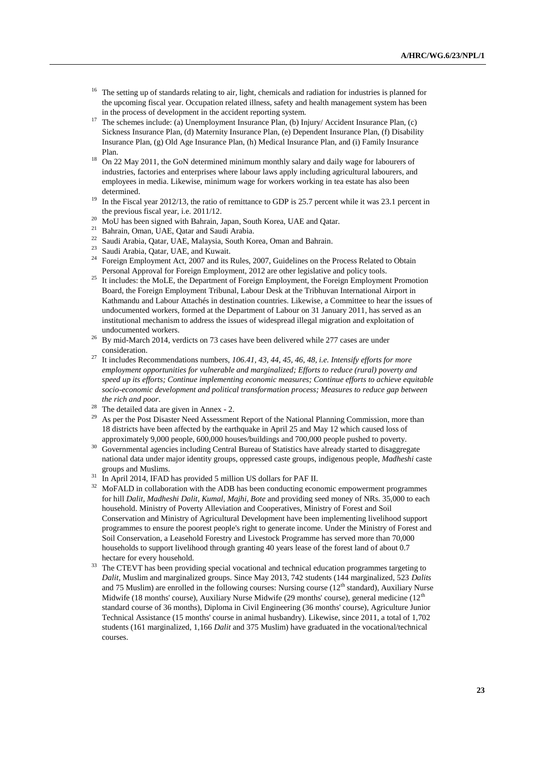[16] The setting up of standards relating to air, light, chemicals and radiation for industries is planned for the upcoming fiscal year. Occupation related illness, safety and health management system has been in the process of development in the accident reporting system.

[17] The schemes include: (a) Unemployment Insurance Plan, (b) Injury/ Accident Insurance Plan, (c) Sickness Insurance Plan, (d) Maternity Insurance Plan, (e) Dependent Insurance Plan, (f) Disability Insurance Plan, (g) Old Age Insurance Plan, (h) Medical Insurance Plan, and (i) Family Insurance Plan.

[18] On 22 May 2011, the GoN determined minimum monthly salary and daily wage for labourers of industries, factories and enterprises where labour laws apply including agricultural labourers, and employees in media. Likewise, minimum wage for workers working in tea estate has also been determined.

[19] In the Fiscal year 2012/13, the ratio of remittance to GDP is 25.7 percent while it was 23.1 percent in the previous fiscal year, i.e. 2011/12.

[20] MoU has been signed with Bahrain, Japan, South Korea, UAE and Qatar.

[21] Bahrain, Oman, UAE, Qatar and Saudi Arabia.

[22] Saudi Arabia, Qatar, UAE, Malaysia, South Korea, Oman and Bahrain.

[23] Saudi Arabia, Qatar, UAE, and Kuwait.

[24] Foreign Employment Act, 2007 and its Rules, 2007, Guidelines on the Process Related to Obtain Personal Approval for Foreign Employment, 2012 are other legislative and policy tools.

[25] It includes: the MoLE, the Department of Foreign Employment, the Foreign Employment Promotion Board, the Foreign Employment Tribunal, Labour Desk at the Tribhuvan International Airport in Kathmandu and Labour Attachés in destination countries. Likewise, a Committee to hear the issues of undocumented workers, formed at the Department of Labour on 31 January 2011, has served as an institutional mechanism to address the issues of widespread illegal migration and exploitation of undocumented workers.

[26] By mid-March 2014, verdicts on 73 cases have been delivered while 277 cases are under consideration.

[27] It includes Recommendations numbers, *106.41, 43, 44, 45, 46, 48, i.e. Intensify efforts for more employment opportunities for vulnerable and marginalized; Efforts to reduce (rural) poverty and speed up its efforts; Continue implementing economic measures; Continue efforts to achieve equitable socio-economic development and political transformation process; Measures to reduce gap between the rich and poor*.

[28] The detailed data are given in Annex - 2.

[29] As per the Post Disaster Need Assessment Report of the National Planning Commission, more than 18 districts have been affected by the earthquake in April 25 and May 12 which caused loss of approximately 9,000 people, 600,000 houses/buildings and 700,000 people pushed to poverty.

[30] Governmental agencies including Central Bureau of Statistics have already started to disaggregate national data under major identity groups, oppressed caste groups, indigenous people, *Madheshi* caste groups and Muslims.

[31] In April 2014, IFAD has provided 5 million US dollars for PAF II.

[32] MoFALD in collaboration with the ADB has been conducting economic empowerment programmes for hill *Dalit*, *Madheshi Dalit*, *Kumal*, *Majhi*, *Bote* and providing seed money of NRs. 35,000 to each household. Ministry of Poverty Alleviation and Cooperatives, Ministry of Forest and Soil Conservation and Ministry of Agricultural Development have been implementing livelihood support programmes to ensure the poorest people's right to generate income. Under the Ministry of Forest and Soil Conservation, a Leasehold Forestry and Livestock Programme has served more than 70,000 households to support livelihood through granting 40 years lease of the forest land of about 0.7 hectare for every household.

[33] The CTEVT has been providing special vocational and technical education programmes targeting to *Dalit*, Muslim and marginalized groups. Since May 2013, 742 students (144 marginalized, 523 *Dalits* and 75 Muslim) are enrolled in the following courses: Nursing course (12th standard), Auxiliary Nurse Midwife (18 months' course), Auxiliary Nurse Midwife (29 months' course), general medicine (12th standard course of 36 months), Diploma in Civil Engineering (36 months' course), Agriculture Junior Technical Assistance (15 months' course in animal husbandry). Likewise, since 2011, a total of 1,702 students (161 marginalized, 1,166 *Dalit* and 375 Muslim) have graduated in the vocational/technical courses.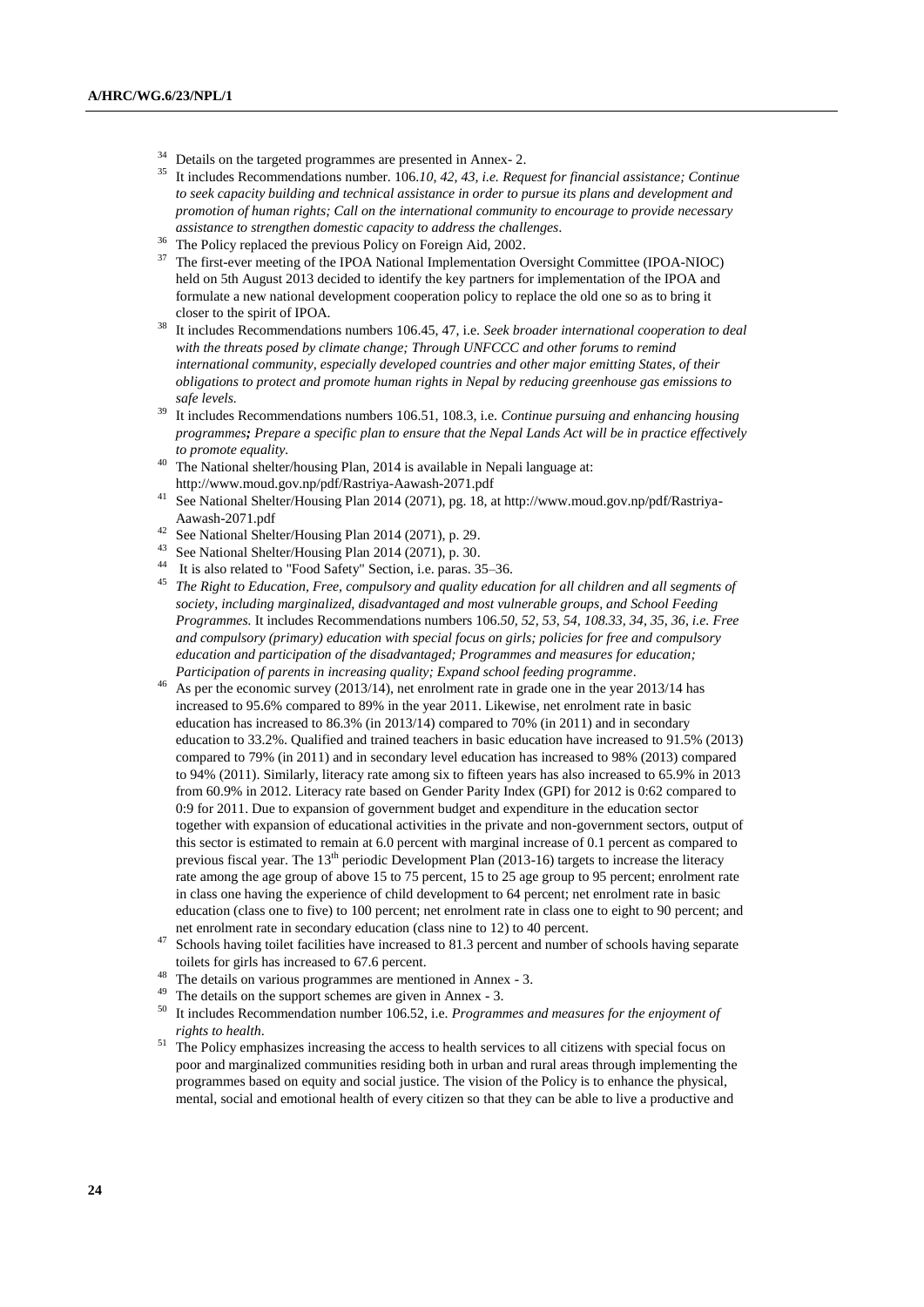[34] Details on the targeted programmes are presented in Annex- 2.

[35] It includes Recommendations number. 106.*10, 42, 43, i.e. Request for financial assistance; Continue to seek capacity building and technical assistance in order to pursue its plans and development and promotion of human rights; Call on the international community to encourage to provide necessary assistance to strengthen domestic capacity to address the challenges*.

[36] The Policy replaced the previous Policy on Foreign Aid, 2002.

[37] The first-ever meeting of the IPOA National Implementation Oversight Committee (IPOA-NIOC) held on 5th August 2013 decided to identify the key partners for implementation of the IPOA and formulate a new national development cooperation policy to replace the old one so as to bring it closer to the spirit of IPOA.

[38] It includes Recommendations numbers 106.45, 47, i.e. *Seek broader international cooperation to deal with the threats posed by climate change; Through UNFCCC and other forums to remind international community, especially developed countries and other major emitting States, of their obligations to protect and promote human rights in Nepal by reducing greenhouse gas emissions to safe levels.*

[39] It includes Recommendations numbers 106.51, 108.3, i.e. *Continue pursuing and enhancing housing programmes**;** Prepare a specific plan to ensure that the Nepal Lands Act will be in practice effectively to promote equality.*

[40] The National shelter/housing Plan, 2014 is available in Nepali language at: http://www.moud.gov.np/pdf/Rastriya-Aawash-2071.pdf

[41] See National Shelter/Housing Plan 2014 (2071), pg. 18, at http://www.moud.gov.np/pdf/Rastriya-Aawash-2071.pdf

[42] See National Shelter/Housing Plan 2014 (2071), p. 29.

[43] See National Shelter/Housing Plan 2014 (2071), p. 30.

[44] It is also related to "Food Safety" Section, i.e. paras. 35–36.

[45] *The Right to Education, Free, compulsory and quality education for all children and all segments of society, including marginalized, disadvantaged and most vulnerable groups, and School Feeding Programmes.* It includes Recommendations numbers 106.*50, 52, 53, 54, 108.33, 34, 35, 36, i.e. Free and compulsory (primary) education with special focus on girls; policies for free and compulsory education and participation of the disadvantaged; Programmes and measures for education; Participation of parents in increasing quality; Expand school feeding programme*.

[46] As per the economic survey (2013/14), net enrolment rate in grade one in the year 2013/14 has increased to 95.6% compared to 89% in the year 2011. Likewise, net enrolment rate in basic education has increased to 86.3% (in 2013/14) compared to 70% (in 2011) and in secondary education to 33.2%. Qualified and trained teachers in basic education have increased to 91.5% (2013) compared to 79% (in 2011) and in secondary level education has increased to 98% (2013) compared to 94% (2011). Similarly, literacy rate among six to fifteen years has also increased to 65.9% in 2013 from 60.9% in 2012. Literacy rate based on Gender Parity Index (GPI) for 2012 is 0:62 compared to 0:9 for 2011. Due to expansion of government budget and expenditure in the education sector together with expansion of educational activities in the private and non-government sectors, output of this sector is estimated to remain at 6.0 percent with marginal increase of 0.1 percent as compared to previous fiscal year. The 13th periodic Development Plan (2013-16) targets to increase the literacy rate among the age group of above 15 to 75 percent, 15 to 25 age group to 95 percent; enrolment rate in class one having the experience of child development to 64 percent; net enrolment rate in basic education (class one to five) to 100 percent; net enrolment rate in class one to eight to 90 percent; and net enrolment rate in secondary education (class nine to 12) to 40 percent.

[47] Schools having toilet facilities have increased to 81.3 percent and number of schools having separate toilets for girls has increased to 67.6 percent.

[48] The details on various programmes are mentioned in Annex - 3.

[49] The details on the support schemes are given in Annex - 3.

[50] It includes Recommendation number 106.52, i.e. *Programmes and measures for the enjoyment of rights to health*.

[51] The Policy emphasizes increasing the access to health services to all citizens with special focus on poor and marginalized communities residing both in urban and rural areas through implementing the programmes based on equity and social justice. The vision of the Policy is to enhance the physical, mental, social and emotional health of every citizen so that they can be able to live a productive and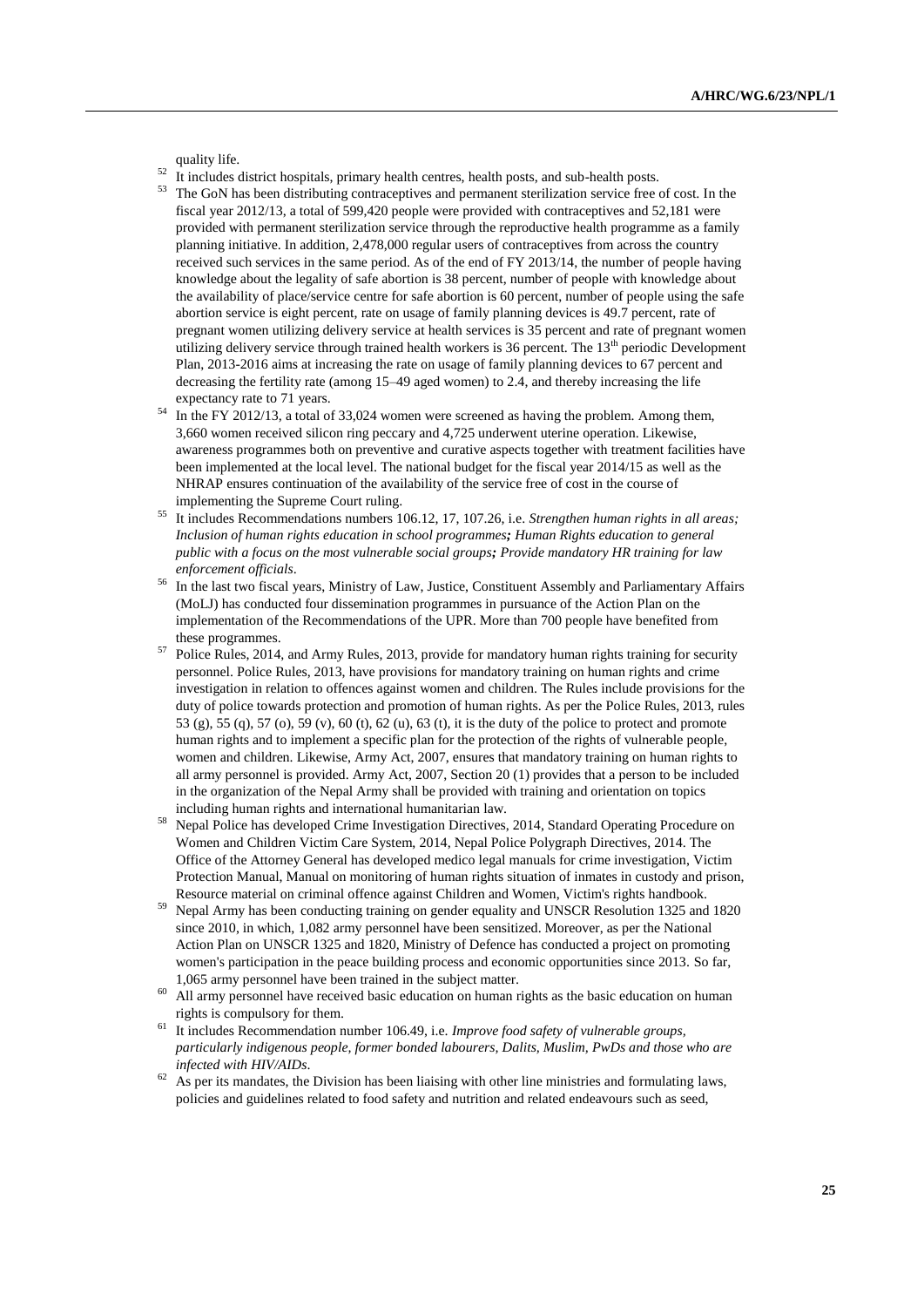quality life.

52 It includes district hospitals, primary health centres, health posts, and sub-health posts.

53 The GoN has been distributing contraceptives and permanent sterilization service free of cost. In the fiscal year 2012/13, a total of 599,420 people were provided with contraceptives and 52,181 were provided with permanent sterilization service through the reproductive health programme as a family planning initiative. In addition, 2,478,000 regular users of contraceptives from across the country received such services in the same period. As of the end of FY 2013/14, the number of people having knowledge about the legality of safe abortion is 38 percent, number of people with knowledge about the availability of place/service centre for safe abortion is 60 percent, number of people using the safe abortion service is eight percent, rate on usage of family planning devices is 49.7 percent, rate of pregnant women utilizing delivery service at health services is 35 percent and rate of pregnant women utilizing delivery service through trained health workers is 36 percent. The 13th periodic Development Plan, 2013-2016 aims at increasing the rate on usage of family planning devices to 67 percent and decreasing the fertility rate (among 15–49 aged women) to 2.4, and thereby increasing the life expectancy rate to 71 years.

54 In the FY 2012/13, a total of 33,024 women were screened as having the problem. Among them, 3,660 women received silicon ring peccary and 4,725 underwent uterine operation. Likewise, awareness programmes both on preventive and curative aspects together with treatment facilities have been implemented at the local level. The national budget for the fiscal year 2014/15 as well as the NHRAP ensures continuation of the availability of the service free of cost in the course of implementing the Supreme Court ruling.

55 It includes Recommendations numbers 106.12, 17, 107.26, i.e. *Strengthen human rights in all areas; Inclusion of human rights education in school programmes****;*** *Human Rights education to general public with a focus on the most vulnerable social groups****;*** *Provide mandatory HR training for law enforcement officials*.

56 In the last two fiscal years, Ministry of Law, Justice, Constituent Assembly and Parliamentary Affairs (MoLJ) has conducted four dissemination programmes in pursuance of the Action Plan on the implementation of the Recommendations of the UPR. More than 700 people have benefited from these programmes.

57 Police Rules, 2014, and Army Rules, 2013, provide for mandatory human rights training for security personnel. Police Rules, 2013, have provisions for mandatory training on human rights and crime investigation in relation to offences against women and children. The Rules include provisions for the duty of police towards protection and promotion of human rights. As per the Police Rules, 2013, rules 53 (g), 55 (q), 57 (o), 59 (v), 60 (t), 62 (u), 63 (t), it is the duty of the police to protect and promote human rights and to implement a specific plan for the protection of the rights of vulnerable people, women and children. Likewise, Army Act, 2007, ensures that mandatory training on human rights to all army personnel is provided. Army Act, 2007, Section 20 (1) provides that a person to be included in the organization of the Nepal Army shall be provided with training and orientation on topics including human rights and international humanitarian law.

58 Nepal Police has developed Crime Investigation Directives, 2014, Standard Operating Procedure on Women and Children Victim Care System, 2014, Nepal Police Polygraph Directives, 2014. The Office of the Attorney General has developed medico legal manuals for crime investigation, Victim Protection Manual, Manual on monitoring of human rights situation of inmates in custody and prison, Resource material on criminal offence against Children and Women, Victim's rights handbook.

59 Nepal Army has been conducting training on gender equality and UNSCR Resolution 1325 and 1820 since 2010, in which, 1,082 army personnel have been sensitized. Moreover, as per the National Action Plan on UNSCR 1325 and 1820, Ministry of Defence has conducted a project on promoting women's participation in the peace building process and economic opportunities since 2013. So far, 1,065 army personnel have been trained in the subject matter.

60 All army personnel have received basic education on human rights as the basic education on human rights is compulsory for them.

61 It includes Recommendation number 106.49, i.e. *Improve food safety of vulnerable groups, particularly indigenous people, former bonded labourers, Dalits, Muslim, PwDs and those who are infected with HIV/AIDs*.

62 As per its mandates, the Division has been liaising with other line ministries and formulating laws, policies and guidelines related to food safety and nutrition and related endeavours such as seed,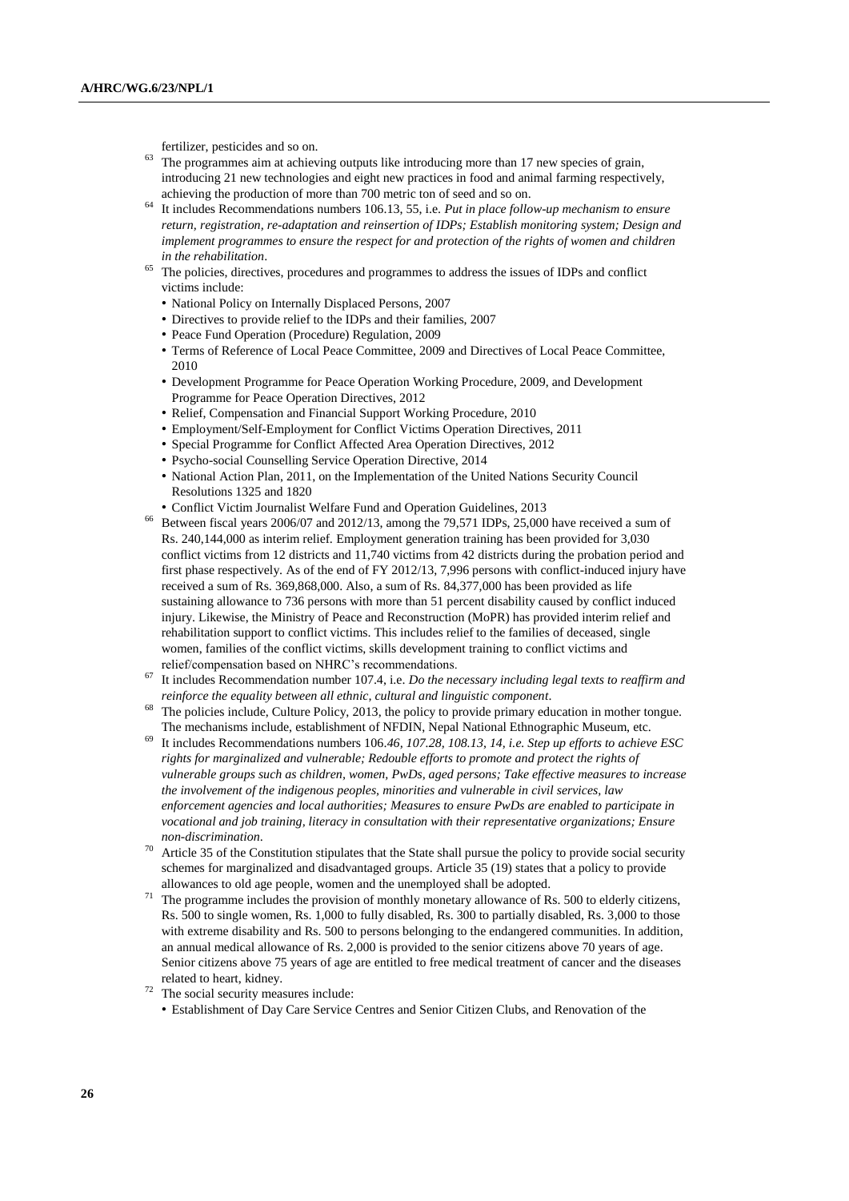fertilizer, pesticides and so on.

[63] The programmes aim at achieving outputs like introducing more than 17 new species of grain, introducing 21 new technologies and eight new practices in food and animal farming respectively, achieving the production of more than 700 metric ton of seed and so on.

[64] It includes Recommendations numbers 106.13, 55, i.e. *Put in place follow-up mechanism to ensure return, registration, re-adaptation and reinsertion of IDPs; Establish monitoring system; Design and implement programmes to ensure the respect for and protection of the rights of women and children in the rehabilitation*.

[65] The policies, directives, procedures and programmes to address the issues of IDPs and conflict victims include:

- National Policy on Internally Displaced Persons, 2007
- Directives to provide relief to the IDPs and their families, 2007
- Peace Fund Operation (Procedure) Regulation, 2009
- Terms of Reference of Local Peace Committee, 2009 and Directives of Local Peace Committee, 2010
- Development Programme for Peace Operation Working Procedure, 2009, and Development Programme for Peace Operation Directives, 2012
- Relief, Compensation and Financial Support Working Procedure, 2010
- Employment/Self-Employment for Conflict Victims Operation Directives, 2011
- Special Programme for Conflict Affected Area Operation Directives, 2012
- Psycho-social Counselling Service Operation Directive, 2014
- National Action Plan, 2011, on the Implementation of the United Nations Security Council Resolutions 1325 and 1820
- Conflict Victim Journalist Welfare Fund and Operation Guidelines, 2013

[66] Between fiscal years 2006/07 and 2012/13, among the 79,571 IDPs, 25,000 have received a sum of Rs. 240,144,000 as interim relief. Employment generation training has been provided for 3,030 conflict victims from 12 districts and 11,740 victims from 42 districts during the probation period and first phase respectively. As of the end of FY 2012/13, 7,996 persons with conflict-induced injury have received a sum of Rs. 369,868,000. Also, a sum of Rs. 84,377,000 has been provided as life sustaining allowance to 736 persons with more than 51 percent disability caused by conflict induced injury. Likewise, the Ministry of Peace and Reconstruction (MoPR) has provided interim relief and rehabilitation support to conflict victims. This includes relief to the families of deceased, single women, families of the conflict victims, skills development training to conflict victims and relief/compensation based on NHRC's recommendations.

[67] It includes Recommendation number 107.4, i.e. *Do the necessary including legal texts to reaffirm and reinforce the equality between all ethnic, cultural and linguistic component*.

[68] The policies include, Culture Policy, 2013, the policy to provide primary education in mother tongue. The mechanisms include, establishment of NFDIN, Nepal National Ethnographic Museum, etc.

[69] It includes Recommendations numbers 106.*46, 107.28, 108.13, 14, i.e. Step up efforts to achieve ESC rights for marginalized and vulnerable; Redouble efforts to promote and protect the rights of vulnerable groups such as children, women, PwDs, aged persons; Take effective measures to increase the involvement of the indigenous peoples, minorities and vulnerable in civil services, law enforcement agencies and local authorities; Measures to ensure PwDs are enabled to participate in vocational and job training, literacy in consultation with their representative organizations; Ensure non-discrimination*.

[70] Article 35 of the Constitution stipulates that the State shall pursue the policy to provide social security schemes for marginalized and disadvantaged groups. Article 35 (19) states that a policy to provide allowances to old age people, women and the unemployed shall be adopted.

[71] The programme includes the provision of monthly monetary allowance of Rs. 500 to elderly citizens, Rs. 500 to single women, Rs. 1,000 to fully disabled, Rs. 300 to partially disabled, Rs. 3,000 to those with extreme disability and Rs. 500 to persons belonging to the endangered communities. In addition, an annual medical allowance of Rs. 2,000 is provided to the senior citizens above 70 years of age. Senior citizens above 75 years of age are entitled to free medical treatment of cancer and the diseases related to heart, kidney.

[72] The social security measures include:

- Establishment of Day Care Service Centres and Senior Citizen Clubs, and Renovation of the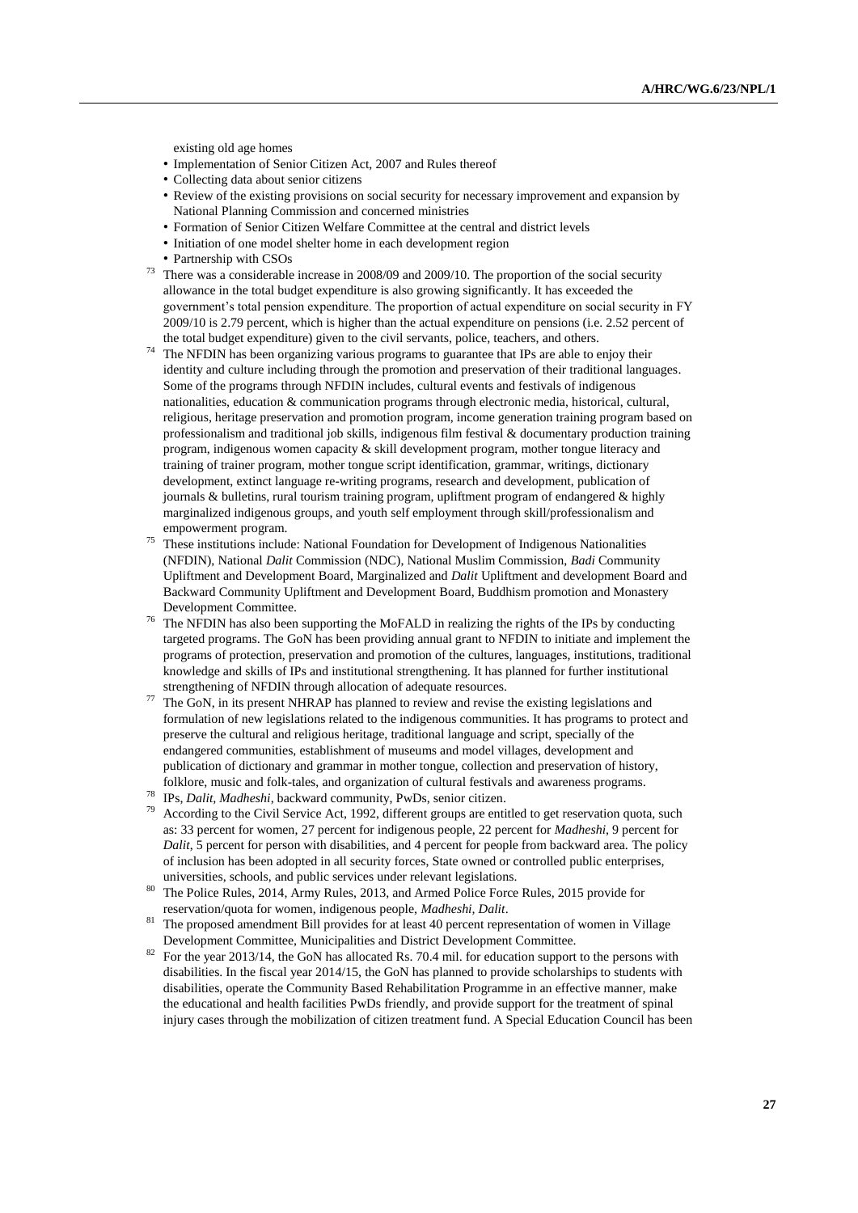existing old age homes

- Implementation of Senior Citizen Act, 2007 and Rules thereof
- Collecting data about senior citizens
- Review of the existing provisions on social security for necessary improvement and expansion by National Planning Commission and concerned ministries
- Formation of Senior Citizen Welfare Committee at the central and district levels
- Initiation of one model shelter home in each development region
- Partnership with CSOs

[73] There was a considerable increase in 2008/09 and 2009/10. The proportion of the social security allowance in the total budget expenditure is also growing significantly. It has exceeded the government's total pension expenditure. The proportion of actual expenditure on social security in FY 2009/10 is 2.79 percent, which is higher than the actual expenditure on pensions (i.e. 2.52 percent of the total budget expenditure) given to the civil servants, police, teachers, and others.

[74] The NFDIN has been organizing various programs to guarantee that IPs are able to enjoy their identity and culture including through the promotion and preservation of their traditional languages. Some of the programs through NFDIN includes, cultural events and festivals of indigenous nationalities, education & communication programs through electronic media, historical, cultural, religious, heritage preservation and promotion program, income generation training program based on professionalism and traditional job skills, indigenous film festival & documentary production training program, indigenous women capacity & skill development program, mother tongue literacy and training of trainer program, mother tongue script identification, grammar, writings, dictionary development, extinct language re-writing programs, research and development, publication of journals & bulletins, rural tourism training program, upliftment program of endangered & highly marginalized indigenous groups, and youth self employment through skill/professionalism and empowerment program.

[75] These institutions include: National Foundation for Development of Indigenous Nationalities (NFDIN), National *Dalit* Commission (NDC), National Muslim Commission, *Badi* Community Upliftment and Development Board, Marginalized and *Dalit* Upliftment and development Board and Backward Community Upliftment and Development Board, Buddhism promotion and Monastery Development Committee.

[76] The NFDIN has also been supporting the MoFALD in realizing the rights of the IPs by conducting targeted programs. The GoN has been providing annual grant to NFDIN to initiate and implement the programs of protection, preservation and promotion of the cultures, languages, institutions, traditional knowledge and skills of IPs and institutional strengthening. It has planned for further institutional strengthening of NFDIN through allocation of adequate resources.

[77] The GoN, in its present NHRAP has planned to review and revise the existing legislations and formulation of new legislations related to the indigenous communities. It has programs to protect and preserve the cultural and religious heritage, traditional language and script, specially of the endangered communities, establishment of museums and model villages, development and publication of dictionary and grammar in mother tongue, collection and preservation of history, folklore, music and folk-tales, and organization of cultural festivals and awareness programs.

[78] IPs, *Dalit*, *Madheshi*, backward community, PwDs, senior citizen.

[79] According to the Civil Service Act, 1992, different groups are entitled to get reservation quota, such as: 33 percent for women, 27 percent for indigenous people, 22 percent for *Madheshi*, 9 percent for *Dalit*, 5 percent for person with disabilities, and 4 percent for people from backward area. The policy of inclusion has been adopted in all security forces, State owned or controlled public enterprises, universities, schools, and public services under relevant legislations.

[80] The Police Rules, 2014, Army Rules, 2013, and Armed Police Force Rules, 2015 provide for reservation/quota for women, indigenous people, *Madheshi*, *Dalit*.

[81] The proposed amendment Bill provides for at least 40 percent representation of women in Village Development Committee, Municipalities and District Development Committee.

[82] For the year 2013/14, the GoN has allocated Rs. 70.4 mil. for education support to the persons with disabilities. In the fiscal year 2014/15, the GoN has planned to provide scholarships to students with disabilities, operate the Community Based Rehabilitation Programme in an effective manner, make the educational and health facilities PwDs friendly, and provide support for the treatment of spinal injury cases through the mobilization of citizen treatment fund. A Special Education Council has been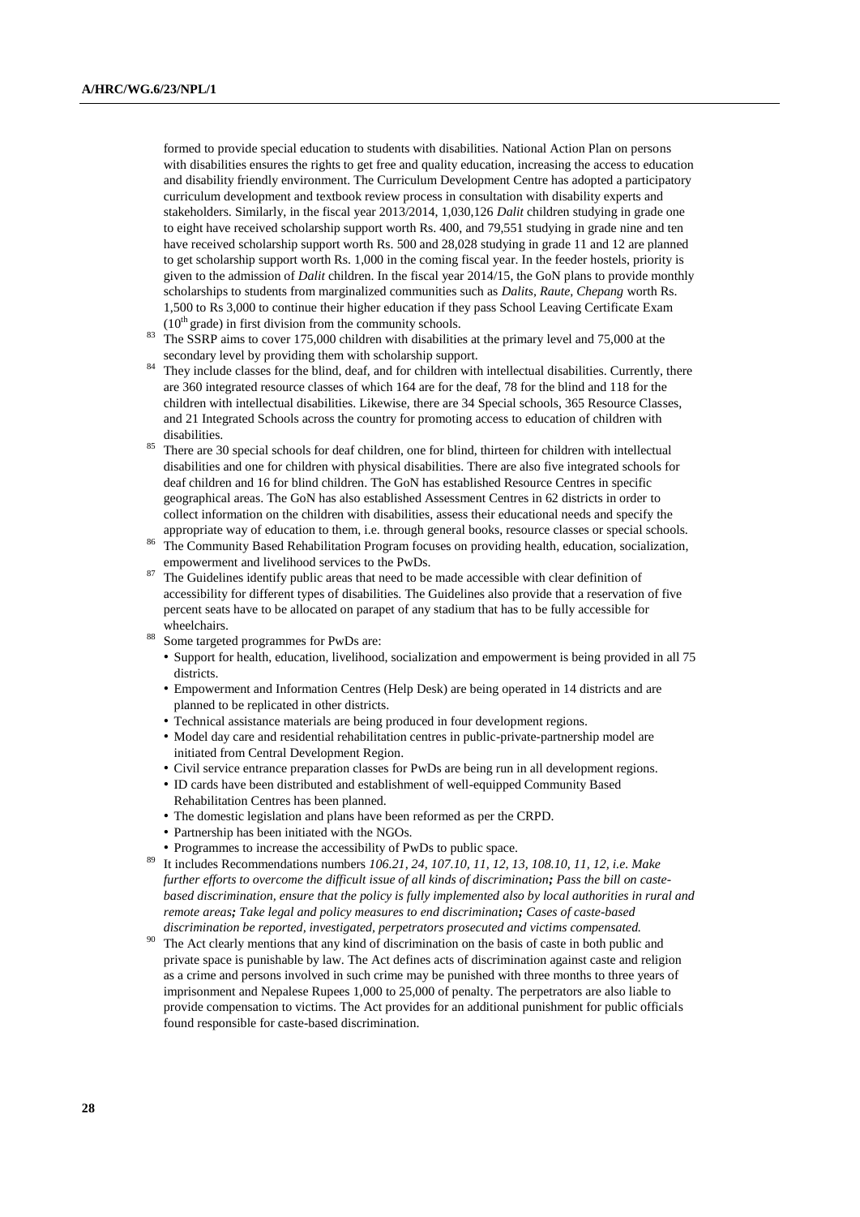formed to provide special education to students with disabilities. National Action Plan on persons with disabilities ensures the rights to get free and quality education, increasing the access to education and disability friendly environment. The Curriculum Development Centre has adopted a participatory curriculum development and textbook review process in consultation with disability experts and stakeholders. Similarly, in the fiscal year 2013/2014, 1,030,126 *Dalit* children studying in grade one to eight have received scholarship support worth Rs. 400, and 79,551 studying in grade nine and ten have received scholarship support worth Rs. 500 and 28,028 studying in grade 11 and 12 are planned to get scholarship support worth Rs. 1,000 in the coming fiscal year. In the feeder hostels, priority is given to the admission of *Dalit* children. In the fiscal year 2014/15, the GoN plans to provide monthly scholarships to students from marginalized communities such as *Dalits, Raute, Chepang* worth Rs. 1,500 to Rs 3,000 to continue their higher education if they pass School Leaving Certificate Exam (10th grade) in first division from the community schools.

[83] The SSRP aims to cover 175,000 children with disabilities at the primary level and 75,000 at the secondary level by providing them with scholarship support.

[84] They include classes for the blind, deaf, and for children with intellectual disabilities. Currently, there are 360 integrated resource classes of which 164 are for the deaf, 78 for the blind and 118 for the children with intellectual disabilities. Likewise, there are 34 Special schools, 365 Resource Classes, and 21 Integrated Schools across the country for promoting access to education of children with disabilities.

[85] There are 30 special schools for deaf children, one for blind, thirteen for children with intellectual disabilities and one for children with physical disabilities. There are also five integrated schools for deaf children and 16 for blind children. The GoN has established Resource Centres in specific geographical areas. The GoN has also established Assessment Centres in 62 districts in order to collect information on the children with disabilities, assess their educational needs and specify the appropriate way of education to them, i.e. through general books, resource classes or special schools.

[86] The Community Based Rehabilitation Program focuses on providing health, education, socialization, empowerment and livelihood services to the PwDs.

[87] The Guidelines identify public areas that need to be made accessible with clear definition of accessibility for different types of disabilities. The Guidelines also provide that a reservation of five percent seats have to be allocated on parapet of any stadium that has to be fully accessible for wheelchairs.

[88] Some targeted programmes for PwDs are:

- Support for health, education, livelihood, socialization and empowerment is being provided in all 75 districts.
- Empowerment and Information Centres (Help Desk) are being operated in 14 districts and are planned to be replicated in other districts.
- Technical assistance materials are being produced in four development regions.
- Model day care and residential rehabilitation centres in public-private-partnership model are initiated from Central Development Region.
- Civil service entrance preparation classes for PwDs are being run in all development regions.
- ID cards have been distributed and establishment of well-equipped Community Based Rehabilitation Centres has been planned.
- The domestic legislation and plans have been reformed as per the CRPD.
- Partnership has been initiated with the NGOs.
- Programmes to increase the accessibility of PwDs to public space.

[89] It includes Recommendations numbers *106.21, 24, 107.10, 11, 12, 13, 108.10, 11, 12, i.e. Make further efforts to overcome the difficult issue of all kinds of discrimination**;** Pass the bill on caste-based discrimination, ensure that the policy is fully implemented also by local authorities in rural and remote areas**;** Take legal and policy measures to end discrimination**;** Cases of caste-based discrimination be reported, investigated, perpetrators prosecuted and victims compensated.*

[90] The Act clearly mentions that any kind of discrimination on the basis of caste in both public and private space is punishable by law. The Act defines acts of discrimination against caste and religion as a crime and persons involved in such crime may be punished with three months to three years of imprisonment and Nepalese Rupees 1,000 to 25,000 of penalty. The perpetrators are also liable to provide compensation to victims. The Act provides for an additional punishment for public officials found responsible for caste-based discrimination.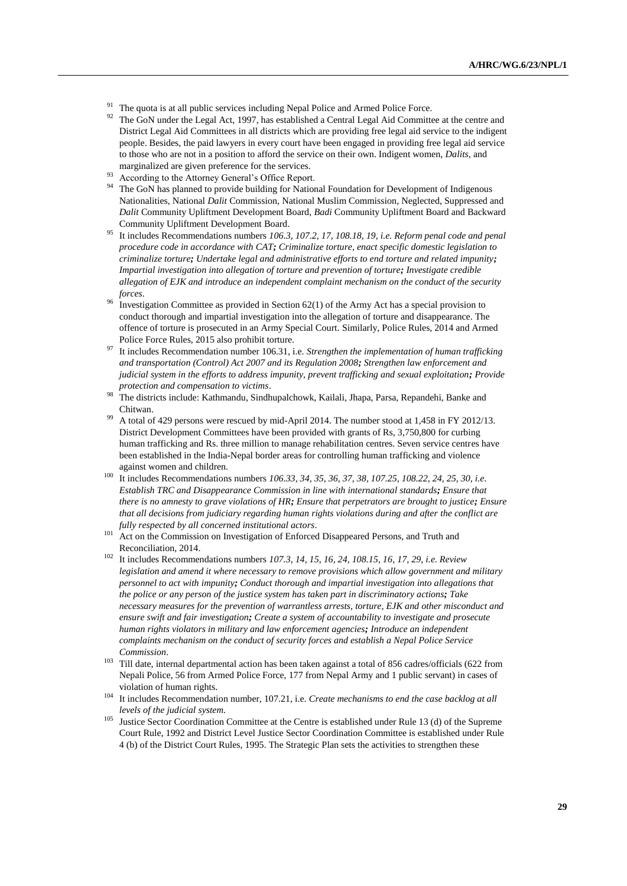[91] The quota is at all public services including Nepal Police and Armed Police Force.

[92] The GoN under the Legal Act, 1997, has established a Central Legal Aid Committee at the centre and District Legal Aid Committees in all districts which are providing free legal aid service to the indigent people. Besides, the paid lawyers in every court have been engaged in providing free legal aid service to those who are not in a position to afford the service on their own. Indigent women, *Dalits*, and marginalized are given preference for the services.

[93] According to the Attorney General's Office Report.

[94] The GoN has planned to provide building for National Foundation for Development of Indigenous Nationalities, National *Dalit* Commission, National Muslim Commission, Neglected, Suppressed and *Dalit* Community Upliftment Development Board, *Badi* Community Upliftment Board and Backward Community Upliftment Development Board.

[95] It includes Recommendations numbers *106.3, 107.2, 17, 108.18, 19, i.e. Reform penal code and penal procedure code in accordance with CAT; Criminalize torture, enact specific domestic legislation to criminalize torture; Undertake legal and administrative efforts to end torture and related impunity; Impartial investigation into allegation of torture and prevention of torture; Investigate credible allegation of EJK and introduce an independent complaint mechanism on the conduct of the security forces*.

[96] Investigation Committee as provided in Section 62(1) of the Army Act has a special provision to conduct thorough and impartial investigation into the allegation of torture and disappearance. The offence of torture is prosecuted in an Army Special Court. Similarly, Police Rules, 2014 and Armed Police Force Rules, 2015 also prohibit torture.

[97] It includes Recommendation number 106.31, i.e. *Strengthen the implementation of human trafficking and transportation (Control) Act 2007 and its Regulation 2008; Strengthen law enforcement and judicial system in the efforts to address impunity, prevent trafficking and sexual exploitation; Provide protection and compensation to victims*.

[98] The districts include: Kathmandu, Sindhupalchowk, Kailali, Jhapa, Parsa, Repandehi, Banke and Chitwan.

[99] A total of 429 persons were rescued by mid-April 2014. The number stood at 1,458 in FY 2012/13. District Development Committees have been provided with grants of Rs, 3,750,800 for curbing human trafficking and Rs. three million to manage rehabilitation centres. Seven service centres have been established in the India-Nepal border areas for controlling human trafficking and violence against women and children.

[100] It includes Recommendations numbers *106.33, 34, 35, 36, 37, 38, 107.25, 108.22, 24, 25, 30, i.e. Establish TRC and Disappearance Commission in line with international standards; Ensure that there is no amnesty to grave violations of HR; Ensure that perpetrators are brought to justice; Ensure that all decisions from judiciary regarding human rights violations during and after the conflict are fully respected by all concerned institutional actors*.

[101] Act on the Commission on Investigation of Enforced Disappeared Persons, and Truth and Reconciliation, 2014.

[102] It includes Recommendations numbers *107.3, 14, 15, 16, 24, 108.15, 16, 17, 29, i.e. Review legislation and amend it where necessary to remove provisions which allow government and military personnel to act with impunity; Conduct thorough and impartial investigation into allegations that the police or any person of the justice system has taken part in discriminatory actions; Take necessary measures for the prevention of warrantless arrests, torture, EJK and other misconduct and ensure swift and fair investigation; Create a system of accountability to investigate and prosecute human rights violators in military and law enforcement agencies; Introduce an independent complaints mechanism on the conduct of security forces and establish a Nepal Police Service Commission*.

[103] Till date, internal departmental action has been taken against a total of 856 cadres/officials (622 from Nepali Police, 56 from Armed Police Force, 177 from Nepal Army and 1 public servant) in cases of violation of human rights.

[104] It includes Recommendation number, 107.21, i.e. *Create mechanisms to end the case backlog at all levels of the judicial system*.

[105] Justice Sector Coordination Committee at the Centre is established under Rule 13 (d) of the Supreme Court Rule, 1992 and District Level Justice Sector Coordination Committee is established under Rule 4 (b) of the District Court Rules, 1995. The Strategic Plan sets the activities to strengthen these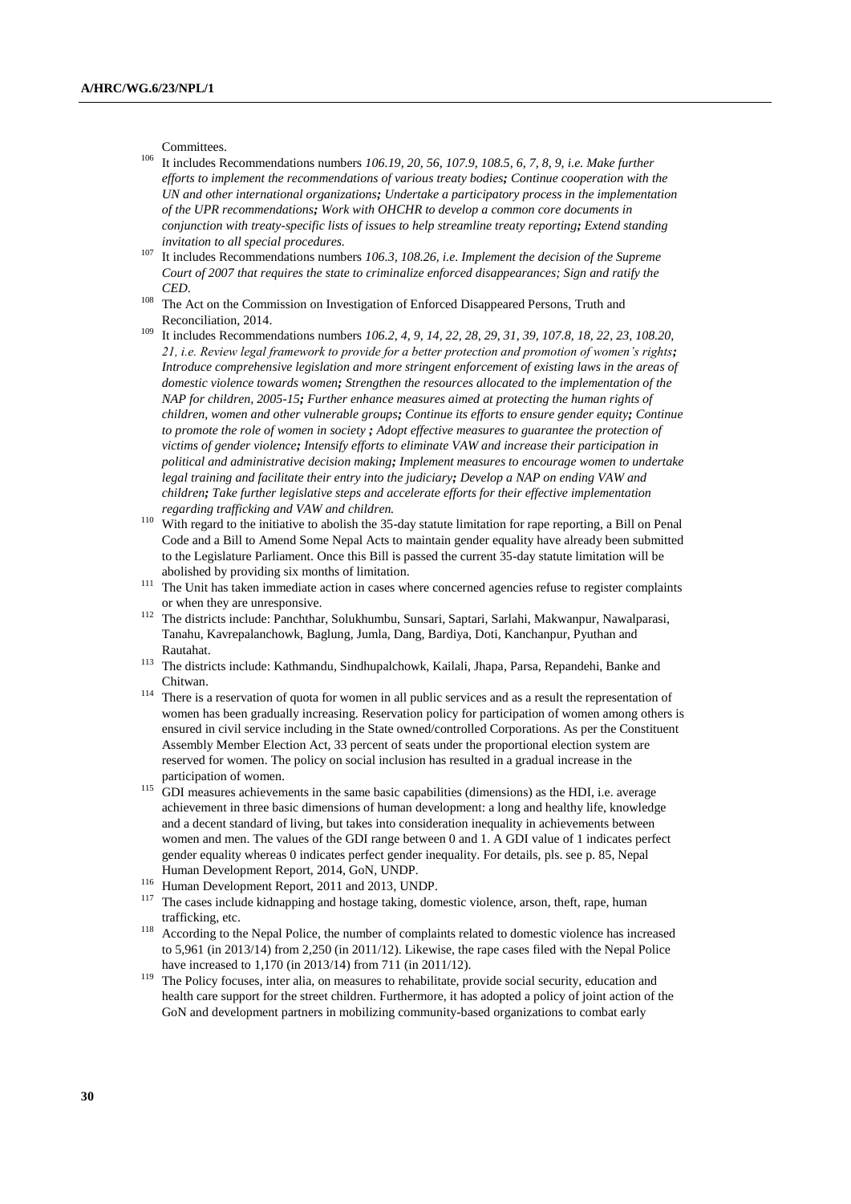Committees.

[106] It includes Recommendations numbers *106.19, 20, 56, 107.9, 108.5, 6, 7, 8, 9, i.e. Make further efforts to implement the recommendations of various treaty bodies**;** Continue cooperation with the UN and other international organizations**;** Undertake a participatory process in the implementation of the UPR recommendations**;** Work with OHCHR to develop a common core documents in conjunction with treaty-specific lists of issues to help streamline treaty reporting**;** Extend standing invitation to all special procedures.*

[107] It includes Recommendations numbers *106.3, 108.26, i.e. Implement the decision of the Supreme Court of 2007 that requires the state to criminalize enforced disappearances; Sign and ratify the CED.*

[108] The Act on the Commission on Investigation of Enforced Disappeared Persons, Truth and Reconciliation, 2014.

[109] It includes Recommendations numbers *106.2, 4, 9, 14, 22, 28, 29, 31, 39, 107.8, 18, 22, 23, 108.20, 21, i.e. Review legal framework to provide for a better protection and promotion of women's rights**;** Introduce comprehensive legislation and more stringent enforcement of existing laws in the areas of domestic violence towards women**;** Strengthen the resources allocated to the implementation of the NAP for children, 2005-15**;** Further enhance measures aimed at protecting the human rights of children, women and other vulnerable groups**;** Continue its efforts to ensure gender equity**;** Continue to promote the role of women in society **;** Adopt effective measures to guarantee the protection of victims of gender violence**;** Intensify efforts to eliminate VAW and increase their participation in political and administrative decision making**;** Implement measures to encourage women to undertake legal training and facilitate their entry into the judiciary**;** Develop a NAP on ending VAW and children**;** Take further legislative steps and accelerate efforts for their effective implementation regarding trafficking and VAW and children.*

[110] With regard to the initiative to abolish the 35-day statute limitation for rape reporting, a Bill on Penal Code and a Bill to Amend Some Nepal Acts to maintain gender equality have already been submitted to the Legislature Parliament. Once this Bill is passed the current 35-day statute limitation will be abolished by providing six months of limitation.

[111] The Unit has taken immediate action in cases where concerned agencies refuse to register complaints or when they are unresponsive.

[112] The districts include: Panchthar, Solukhumbu, Sunsari, Saptari, Sarlahi, Makwanpur, Nawalparasi, Tanahu, Kavrepalanchowk, Baglung, Jumla, Dang, Bardiya, Doti, Kanchanpur, Pyuthan and Rautahat.

[113] The districts include: Kathmandu, Sindhupalchowk, Kailali, Jhapa, Parsa, Repandehi, Banke and Chitwan.

[114] There is a reservation of quota for women in all public services and as a result the representation of women has been gradually increasing. Reservation policy for participation of women among others is ensured in civil service including in the State owned/controlled Corporations. As per the Constituent Assembly Member Election Act, 33 percent of seats under the proportional election system are reserved for women. The policy on social inclusion has resulted in a gradual increase in the participation of women.

[115] GDI measures achievements in the same basic capabilities (dimensions) as the HDI, i.e. average achievement in three basic dimensions of human development: a long and healthy life, knowledge and a decent standard of living, but takes into consideration inequality in achievements between women and men. The values of the GDI range between 0 and 1. A GDI value of 1 indicates perfect gender equality whereas 0 indicates perfect gender inequality. For details, pls. see p. 85, Nepal Human Development Report, 2014, GoN, UNDP.

[116] Human Development Report, 2011 and 2013, UNDP.

[117] The cases include kidnapping and hostage taking, domestic violence, arson, theft, rape, human trafficking, etc.

[118] According to the Nepal Police, the number of complaints related to domestic violence has increased to 5,961 (in 2013/14) from 2,250 (in 2011/12). Likewise, the rape cases filed with the Nepal Police have increased to 1,170 (in 2013/14) from 711 (in 2011/12).

[119] The Policy focuses, inter alia, on measures to rehabilitate, provide social security, education and health care support for the street children. Furthermore, it has adopted a policy of joint action of the GoN and development partners in mobilizing community-based organizations to combat early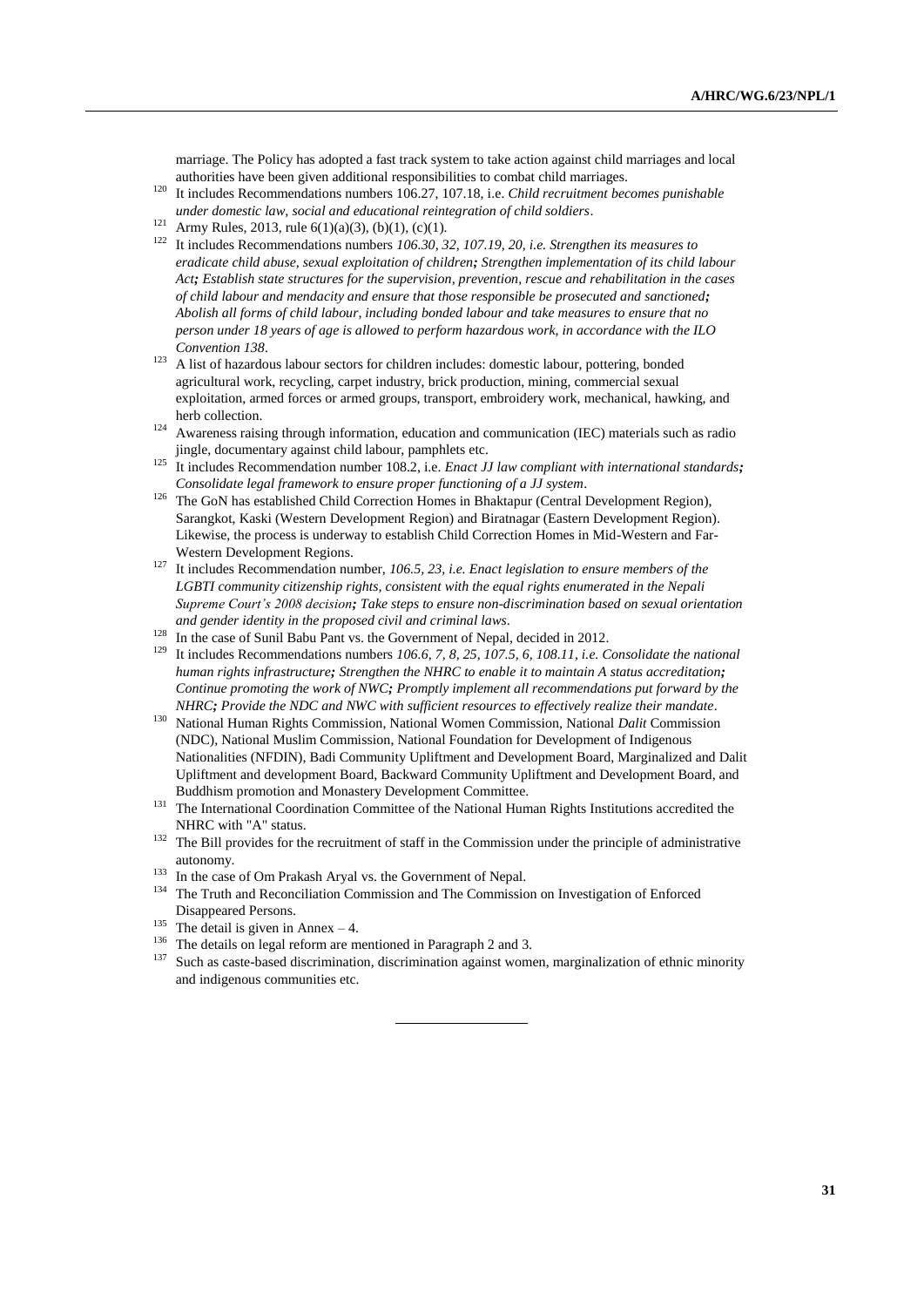marriage. The Policy has adopted a fast track system to take action against child marriages and local authorities have been given additional responsibilities to combat child marriages.

[120] It includes Recommendations numbers 106.27, 107.18, i.e. *Child recruitment becomes punishable under domestic law, social and educational reintegration of child soldiers*.

[121] Army Rules, 2013, rule 6(1)(a)(3), (b)(1), (c)(1).

[122] It includes Recommendations numbers *106.30, 32, 107.19, 20, i.e. Strengthen its measures to eradicate child abuse, sexual exploitation of children****;*** *Strengthen implementation of its child labour Act****;*** *Establish state structures for the supervision, prevention, rescue and rehabilitation in the cases of child labour and mendacity and ensure that those responsible be prosecuted and sanctioned****;*** *Abolish all forms of child labour, including bonded labour and take measures to ensure that no person under 18 years of age is allowed to perform hazardous work, in accordance with the ILO Convention 138*.

[123] A list of hazardous labour sectors for children includes: domestic labour, pottering, bonded agricultural work, recycling, carpet industry, brick production, mining, commercial sexual exploitation, armed forces or armed groups, transport, embroidery work, mechanical, hawking, and herb collection.

[124] Awareness raising through information, education and communication (IEC) materials such as radio jingle, documentary against child labour, pamphlets etc.

[125] It includes Recommendation number 108.2, i.e. *Enact JJ law compliant with international standards****;*** *Consolidate legal framework to ensure proper functioning of a JJ system*.

[126] The GoN has established Child Correction Homes in Bhaktapur (Central Development Region), Sarangkot, Kaski (Western Development Region) and Biratnagar (Eastern Development Region). Likewise, the process is underway to establish Child Correction Homes in Mid-Western and Far-Western Development Regions.

[127] It includes Recommendation number, *106.5, 23, i.e. Enact legislation to ensure members of the LGBTI community citizenship rights, consistent with the equal rights enumerated in the Nepali Supreme Court's 2008 decision****;*** *Take steps to ensure non-discrimination based on sexual orientation and gender identity in the proposed civil and criminal laws*.

[128] In the case of Sunil Babu Pant vs. the Government of Nepal, decided in 2012.

[129] It includes Recommendations numbers *106.6, 7, 8, 25, 107.5, 6, 108.11, i.e. Consolidate the national human rights infrastructure****;*** *Strengthen the NHRC to enable it to maintain A status accreditation****;*** *Continue promoting the work of NWC****;*** *Promptly implement all recommendations put forward by the NHRC****;*** *Provide the NDC and NWC with sufficient resources to effectively realize their mandate*.

[130] National Human Rights Commission, National Women Commission, National *Dalit* Commission (NDC), National Muslim Commission, National Foundation for Development of Indigenous Nationalities (NFDIN), Badi Community Upliftment and Development Board, Marginalized and Dalit Upliftment and development Board, Backward Community Upliftment and Development Board, and Buddhism promotion and Monastery Development Committee.

[131] The International Coordination Committee of the National Human Rights Institutions accredited the NHRC with "A" status.

[132] The Bill provides for the recruitment of staff in the Commission under the principle of administrative autonomy.

[133] In the case of Om Prakash Aryal vs. the Government of Nepal.

[134] The Truth and Reconciliation Commission and The Commission on Investigation of Enforced Disappeared Persons.

[135] The detail is given in Annex – 4.

[136] The details on legal reform are mentioned in Paragraph 2 and 3.

[137] Such as caste-based discrimination, discrimination against women, marginalization of ethnic minority and indigenous communities etc.